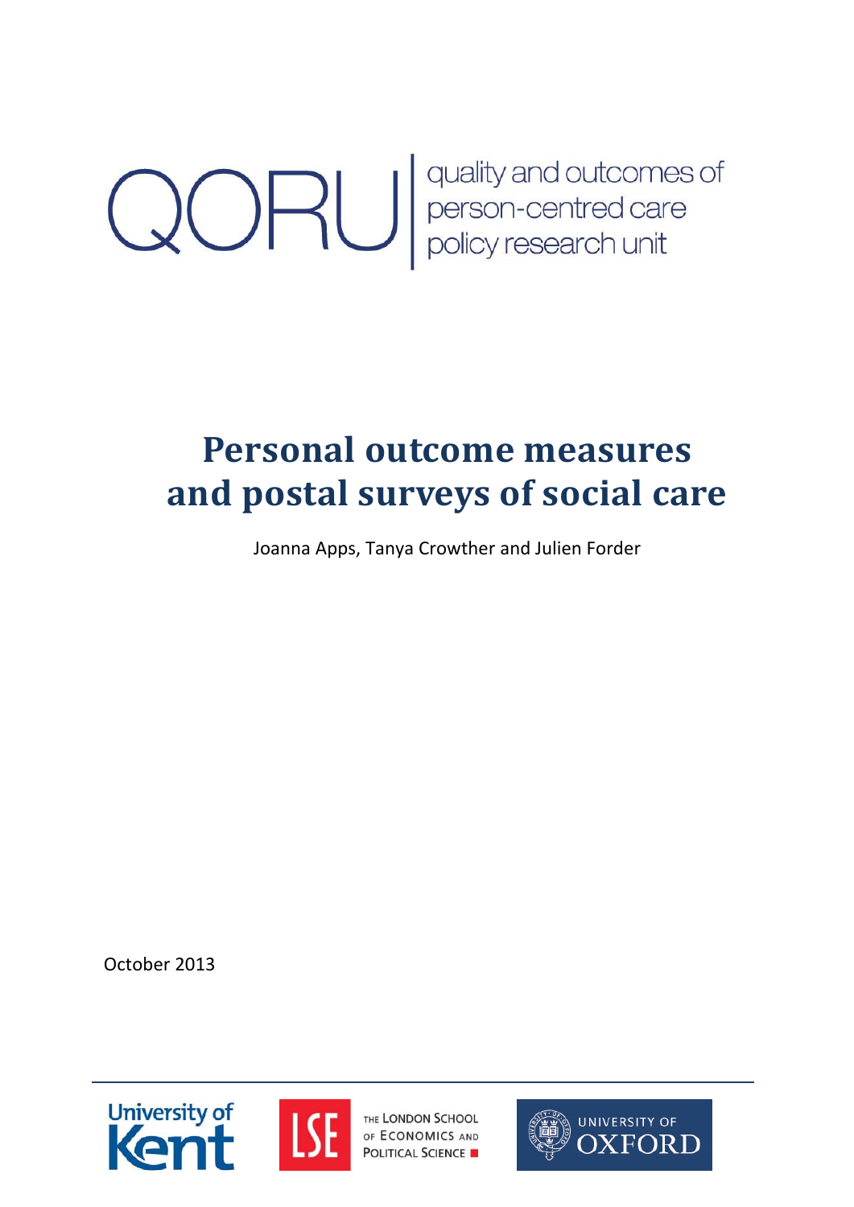QORU | quality and outcomes of person-centred care policy research unit

# Personal outcome measures and postal surveys of social care

Joanna Apps, Tanya Crowther and Julien Forder

October 2013

University of Kent

THE LONDON SCHOOL OF ECONOMICS AND POLITICAL SCIENCE

UNIVERSITY OF OXFORD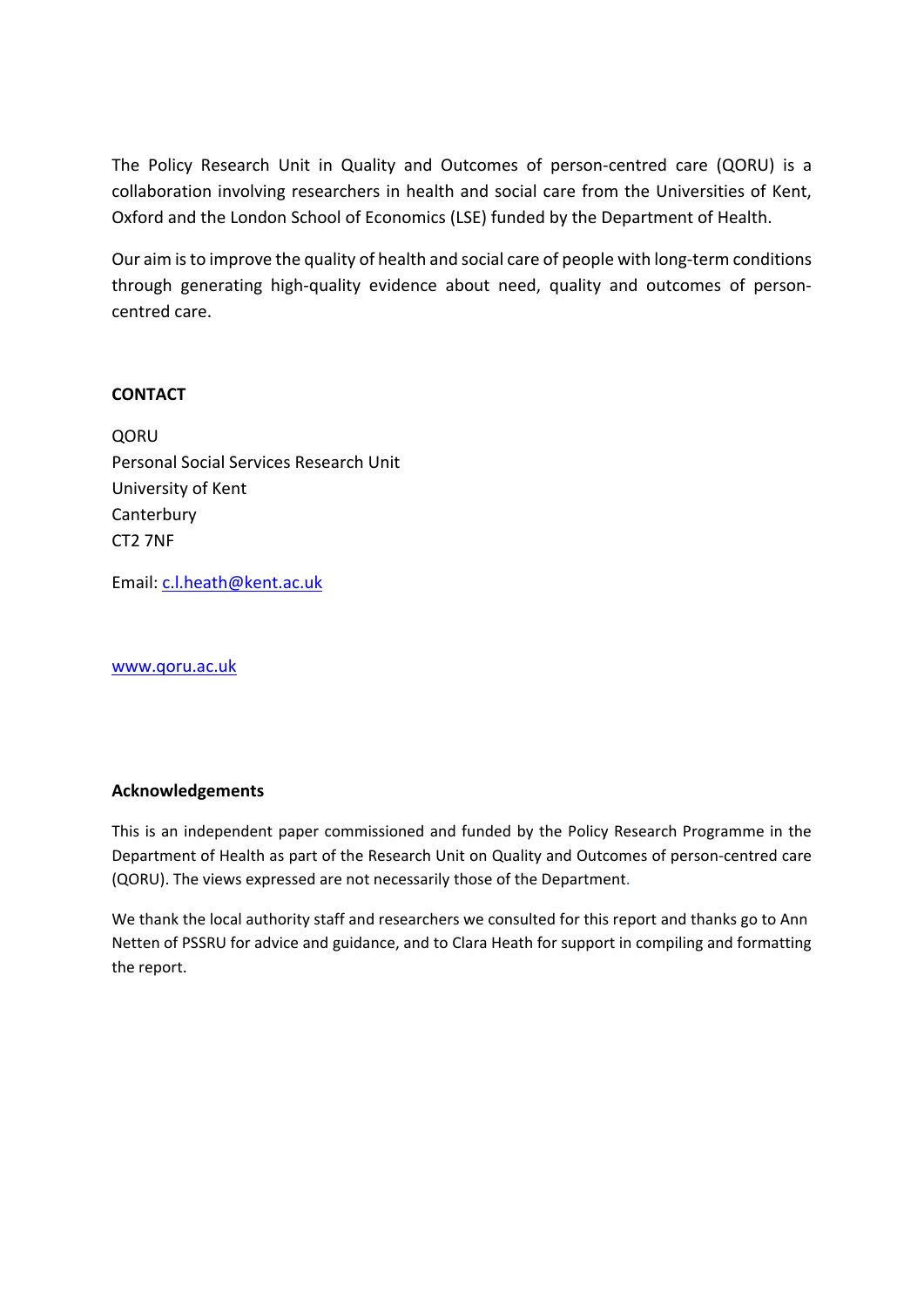The Policy Research Unit in Quality and Outcomes of person-centred care (QORU) is a collaboration involving researchers in health and social care from the Universities of Kent, Oxford and the London School of Economics (LSE) funded by the Department of Health.

Our aim is to improve the quality of health and social care of people with long-term conditions through generating high-quality evidence about need, quality and outcomes of person-centred care.

**CONTACT**

QORU
Personal Social Services Research Unit
University of Kent
Canterbury
CT2 7NF

Email: c.l.heath@kent.ac.uk

www.qoru.ac.uk

**Acknowledgements**

This is an independent paper commissioned and funded by the Policy Research Programme in the Department of Health as part of the Research Unit on Quality and Outcomes of person-centred care (QORU). The views expressed are not necessarily those of the Department.

We thank the local authority staff and researchers we consulted for this report and thanks go to Ann Netten of PSSRU for advice and guidance, and to Clara Heath for support in compiling and formatting the report.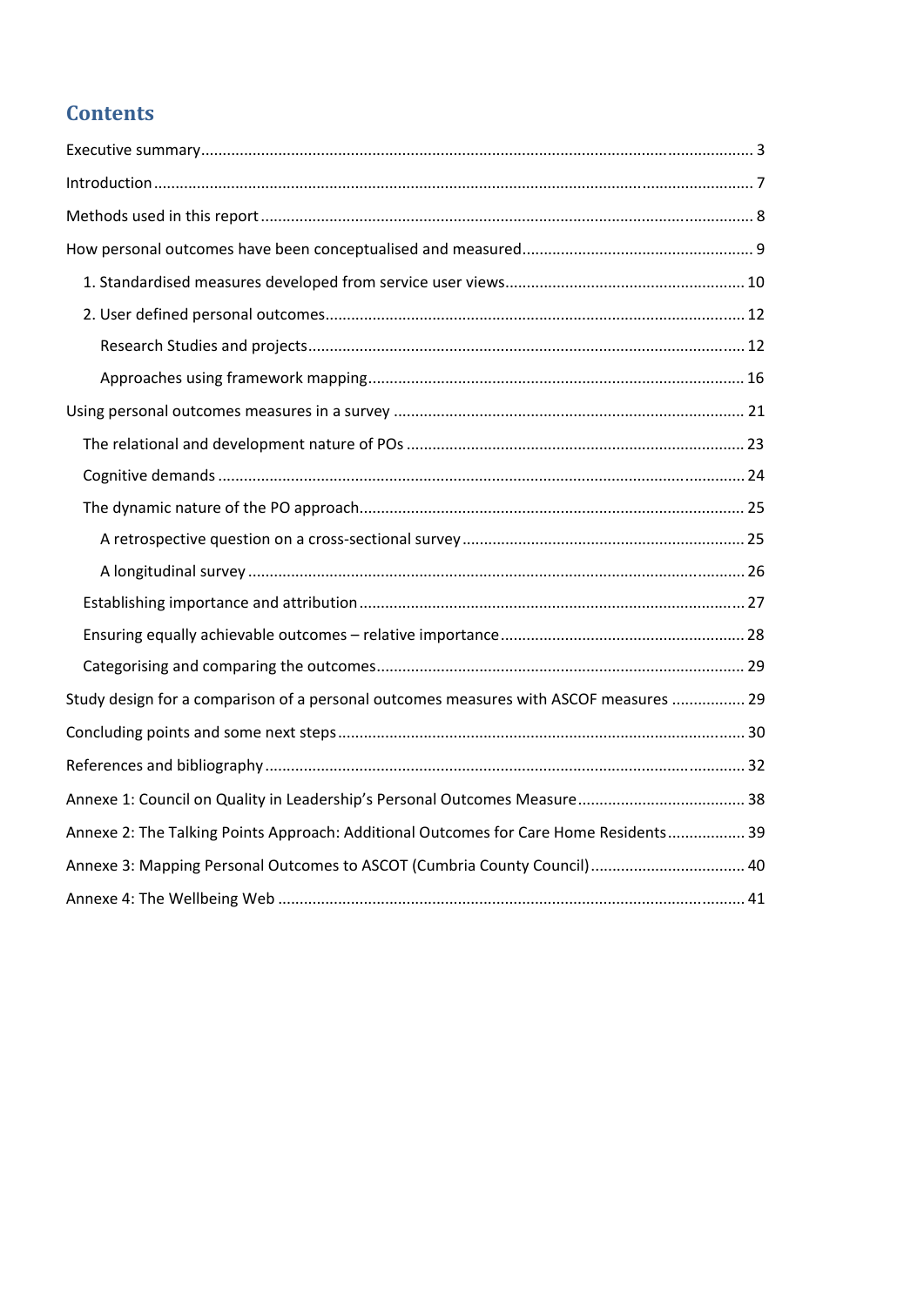# Contents

Executive summary ... 3

Introduction ... 7

Methods used in this report ... 8

How personal outcomes have been conceptualised and measured ... 9

- 1. Standardised measures developed from service user views ... 10
- 2. User defined personal outcomes ... 12
  - Research Studies and projects ... 12
  - Approaches using framework mapping ... 16

Using personal outcomes measures in a survey ... 21

- The relational and development nature of POs ... 23
- Cognitive demands ... 24
- The dynamic nature of the PO approach ... 25
  - A retrospective question on a cross-sectional survey ... 25
  - A longitudinal survey ... 26
- Establishing importance and attribution ... 27
- Ensuring equally achievable outcomes – relative importance ... 28
- Categorising and comparing the outcomes ... 29

Study design for a comparison of a personal outcomes measures with ASCOF measures ... 29

Concluding points and some next steps ... 30

References and bibliography ... 32

Annexe 1: Council on Quality in Leadership's Personal Outcomes Measure ... 38

Annexe 2: The Talking Points Approach: Additional Outcomes for Care Home Residents ... 39

Annexe 3: Mapping Personal Outcomes to ASCOT (Cumbria County Council) ... 40

Annexe 4: The Wellbeing Web ... 41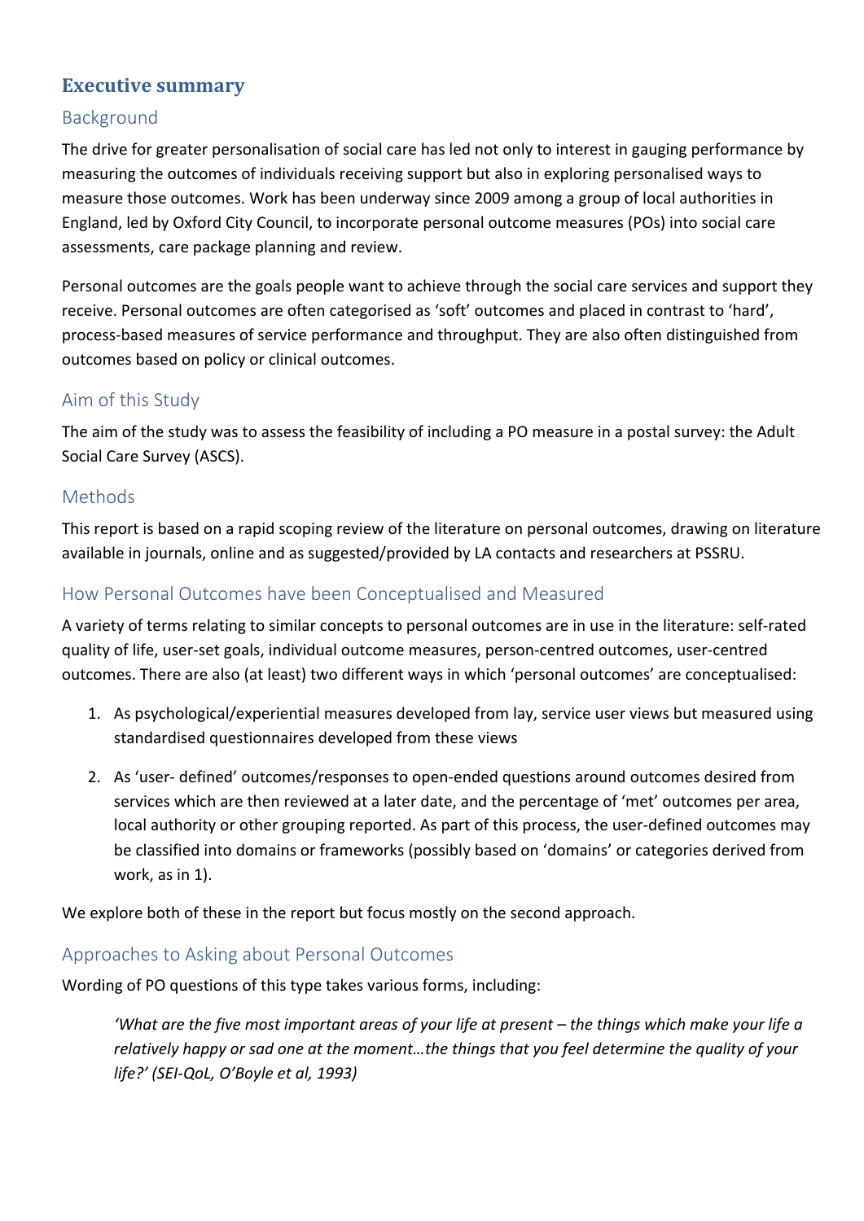# Executive summary

## Background

The drive for greater personalisation of social care has led not only to interest in gauging performance by measuring the outcomes of individuals receiving support but also in exploring personalised ways to measure those outcomes. Work has been underway since 2009 among a group of local authorities in England, led by Oxford City Council, to incorporate personal outcome measures (POs) into social care assessments, care package planning and review.

Personal outcomes are the goals people want to achieve through the social care services and support they receive. Personal outcomes are often categorised as 'soft' outcomes and placed in contrast to 'hard', process-based measures of service performance and throughput. They are also often distinguished from outcomes based on policy or clinical outcomes.

## Aim of this Study

The aim of the study was to assess the feasibility of including a PO measure in a postal survey: the Adult Social Care Survey (ASCS).

## Methods

This report is based on a rapid scoping review of the literature on personal outcomes, drawing on literature available in journals, online and as suggested/provided by LA contacts and researchers at PSSRU.

## How Personal Outcomes have been Conceptualised and Measured

A variety of terms relating to similar concepts to personal outcomes are in use in the literature: self-rated quality of life, user-set goals, individual outcome measures, person-centred outcomes, user-centred outcomes. There are also (at least) two different ways in which 'personal outcomes' are conceptualised:

1. As psychological/experiential measures developed from lay, service user views but measured using standardised questionnaires developed from these views
2. As 'user- defined' outcomes/responses to open-ended questions around outcomes desired from services which are then reviewed at a later date, and the percentage of 'met' outcomes per area, local authority or other grouping reported. As part of this process, the user-defined outcomes may be classified into domains or frameworks (possibly based on 'domains' or categories derived from work, as in 1).

We explore both of these in the report but focus mostly on the second approach.

## Approaches to Asking about Personal Outcomes

Wording of PO questions of this type takes various forms, including:

> *'What are the five most important areas of your life at present – the things which make your life a relatively happy or sad one at the moment…the things that you feel determine the quality of your life?' (SEI-QoL, O'Boyle et al, 1993)*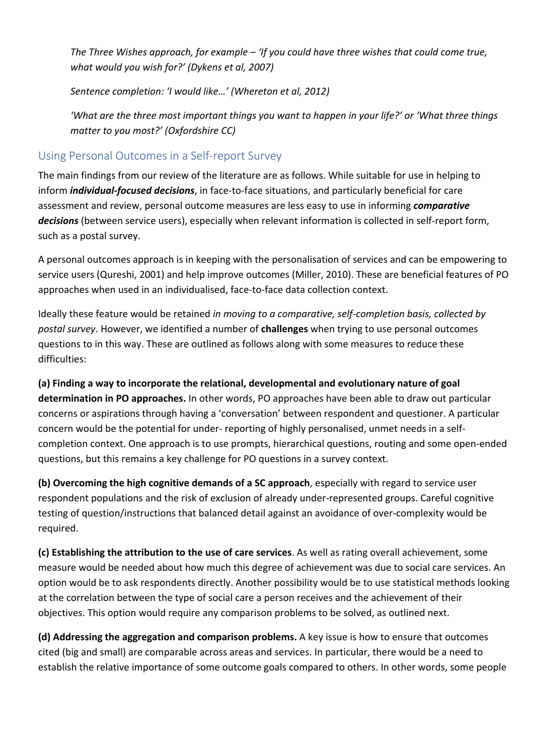*The Three Wishes approach, for example – 'If you could have three wishes that could come true, what would you wish for?' (Dykens et al, 2007)*

*Sentence completion: 'I would like…' (Whereton et al, 2012)*

*'What are the three most important things you want to happen in your life?' or 'What three things matter to you most?' (Oxfordshire CC)*

## Using Personal Outcomes in a Self-report Survey

The main findings from our review of the literature are as follows. While suitable for use in helping to inform ***individual-focused decisions***, in face-to-face situations, and particularly beneficial for care assessment and review, personal outcome measures are less easy to use in informing ***comparative decisions*** (between service users), especially when relevant information is collected in self-report form, such as a postal survey.

A personal outcomes approach is in keeping with the personalisation of services and can be empowering to service users (Qureshi, 2001) and help improve outcomes (Miller, 2010). These are beneficial features of PO approaches when used in an individualised, face-to-face data collection context.

Ideally these feature would be retained *in moving to a comparative, self-completion basis, collected by postal survey*. However, we identified a number of **challenges** when trying to use personal outcomes questions to in this way. These are outlined as follows along with some measures to reduce these difficulties:

**(a) Finding a way to incorporate the relational, developmental and evolutionary nature of goal determination in PO approaches.** In other words, PO approaches have been able to draw out particular concerns or aspirations through having a 'conversation' between respondent and questioner. A particular concern would be the potential for under- reporting of highly personalised, unmet needs in a self-completion context. One approach is to use prompts, hierarchical questions, routing and some open-ended questions, but this remains a key challenge for PO questions in a survey context.

**(b) Overcoming the high cognitive demands of a SC approach**, especially with regard to service user respondent populations and the risk of exclusion of already under-represented groups. Careful cognitive testing of question/instructions that balanced detail against an avoidance of over-complexity would be required.

**(c) Establishing the attribution to the use of care services**. As well as rating overall achievement, some measure would be needed about how much this degree of achievement was due to social care services. An option would be to ask respondents directly. Another possibility would be to use statistical methods looking at the correlation between the type of social care a person receives and the achievement of their objectives. This option would require any comparison problems to be solved, as outlined next.

**(d) Addressing the aggregation and comparison problems.** A key issue is how to ensure that outcomes cited (big and small) are comparable across areas and services. In particular, there would be a need to establish the relative importance of some outcome goals compared to others. In other words, some people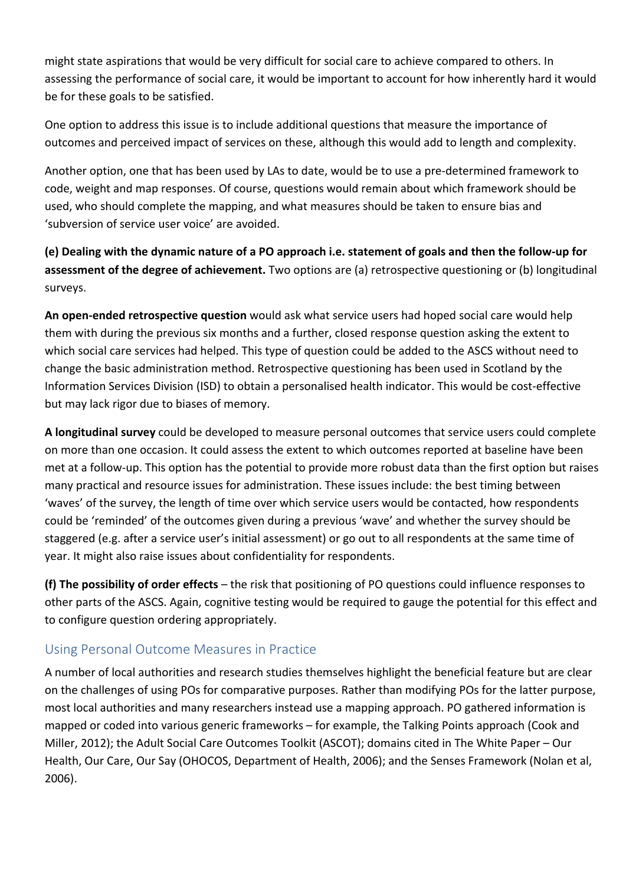might state aspirations that would be very difficult for social care to achieve compared to others. In assessing the performance of social care, it would be important to account for how inherently hard it would be for these goals to be satisfied.

One option to address this issue is to include additional questions that measure the importance of outcomes and perceived impact of services on these, although this would add to length and complexity.

Another option, one that has been used by LAs to date, would be to use a pre-determined framework to code, weight and map responses. Of course, questions would remain about which framework should be used, who should complete the mapping, and what measures should be taken to ensure bias and 'subversion of service user voice' are avoided.

**(e) Dealing with the dynamic nature of a PO approach i.e. statement of goals and then the follow-up for assessment of the degree of achievement.** Two options are (a) retrospective questioning or (b) longitudinal surveys.

**An open-ended retrospective question** would ask what service users had hoped social care would help them with during the previous six months and a further, closed response question asking the extent to which social care services had helped. This type of question could be added to the ASCS without need to change the basic administration method. Retrospective questioning has been used in Scotland by the Information Services Division (ISD) to obtain a personalised health indicator. This would be cost-effective but may lack rigor due to biases of memory.

**A longitudinal survey** could be developed to measure personal outcomes that service users could complete on more than one occasion. It could assess the extent to which outcomes reported at baseline have been met at a follow-up. This option has the potential to provide more robust data than the first option but raises many practical and resource issues for administration. These issues include: the best timing between 'waves' of the survey, the length of time over which service users would be contacted, how respondents could be 'reminded' of the outcomes given during a previous 'wave' and whether the survey should be staggered (e.g. after a service user's initial assessment) or go out to all respondents at the same time of year. It might also raise issues about confidentiality for respondents.

**(f) The possibility of order effects** – the risk that positioning of PO questions could influence responses to other parts of the ASCS. Again, cognitive testing would be required to gauge the potential for this effect and to configure question ordering appropriately.

## Using Personal Outcome Measures in Practice

A number of local authorities and research studies themselves highlight the beneficial feature but are clear on the challenges of using POs for comparative purposes. Rather than modifying POs for the latter purpose, most local authorities and many researchers instead use a mapping approach. PO gathered information is mapped or coded into various generic frameworks – for example, the Talking Points approach (Cook and Miller, 2012); the Adult Social Care Outcomes Toolkit (ASCOT); domains cited in The White Paper – Our Health, Our Care, Our Say (OHOCOS, Department of Health, 2006); and the Senses Framework (Nolan et al, 2006).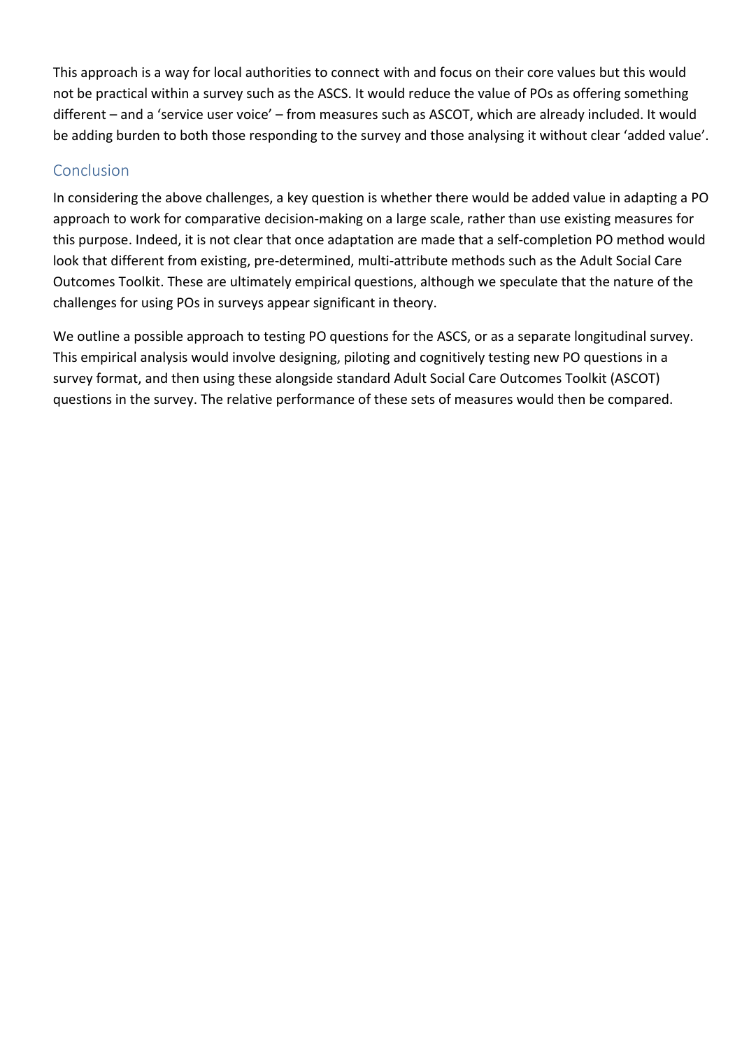This approach is a way for local authorities to connect with and focus on their core values but this would not be practical within a survey such as the ASCS. It would reduce the value of POs as offering something different – and a 'service user voice' – from measures such as ASCOT, which are already included. It would be adding burden to both those responding to the survey and those analysing it without clear 'added value'.

## Conclusion

In considering the above challenges, a key question is whether there would be added value in adapting a PO approach to work for comparative decision-making on a large scale, rather than use existing measures for this purpose. Indeed, it is not clear that once adaptation are made that a self-completion PO method would look that different from existing, pre-determined, multi-attribute methods such as the Adult Social Care Outcomes Toolkit. These are ultimately empirical questions, although we speculate that the nature of the challenges for using POs in surveys appear significant in theory.

We outline a possible approach to testing PO questions for the ASCS, or as a separate longitudinal survey. This empirical analysis would involve designing, piloting and cognitively testing new PO questions in a survey format, and then using these alongside standard Adult Social Care Outcomes Toolkit (ASCOT) questions in the survey. The relative performance of these sets of measures would then be compared.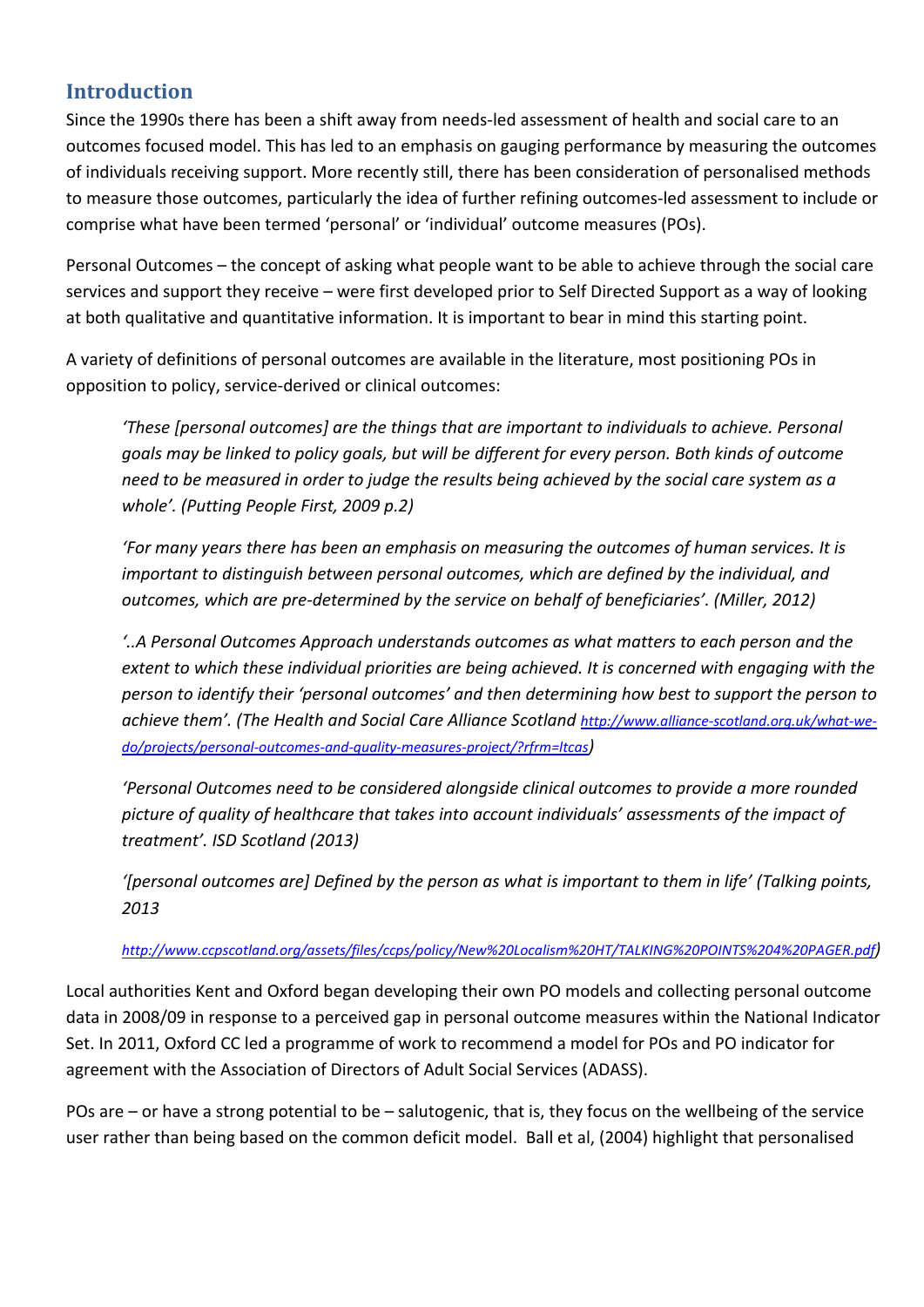## Introduction

Since the 1990s there has been a shift away from needs-led assessment of health and social care to an outcomes focused model. This has led to an emphasis on gauging performance by measuring the outcomes of individuals receiving support. More recently still, there has been consideration of personalised methods to measure those outcomes, particularly the idea of further refining outcomes-led assessment to include or comprise what have been termed 'personal' or 'individual' outcome measures (POs).

Personal Outcomes – the concept of asking what people want to be able to achieve through the social care services and support they receive – were first developed prior to Self Directed Support as a way of looking at both qualitative and quantitative information. It is important to bear in mind this starting point.

A variety of definitions of personal outcomes are available in the literature, most positioning POs in opposition to policy, service-derived or clinical outcomes:

> *'These [personal outcomes] are the things that are important to individuals to achieve. Personal goals may be linked to policy goals, but will be different for every person. Both kinds of outcome need to be measured in order to judge the results being achieved by the social care system as a whole'. (Putting People First, 2009 p.2)*
>
> *'For many years there has been an emphasis on measuring the outcomes of human services. It is important to distinguish between personal outcomes, which are defined by the individual, and outcomes, which are pre-determined by the service on behalf of beneficiaries'. (Miller, 2012)*
>
> *'..A Personal Outcomes Approach understands outcomes as what matters to each person and the extent to which these individual priorities are being achieved. It is concerned with engaging with the person to identify their 'personal outcomes' and then determining how best to support the person to achieve them'. (The Health and Social Care Alliance Scotland http://www.alliance-scotland.org.uk/what-we-do/projects/personal-outcomes-and-quality-measures-project/?rfrm=ltcas)*
>
> *'Personal Outcomes need to be considered alongside clinical outcomes to provide a more rounded picture of quality of healthcare that takes into account individuals' assessments of the impact of treatment'. ISD Scotland (2013)*
>
> *'[personal outcomes are] Defined by the person as what is important to them in life' (Talking points, 2013*
>
> *http://www.ccpscotland.org/assets/files/ccps/policy/New%20Localism%20HT/TALKING%20POINTS%204%20PAGER.pdf)*

Local authorities Kent and Oxford began developing their own PO models and collecting personal outcome data in 2008/09 in response to a perceived gap in personal outcome measures within the National Indicator Set. In 2011, Oxford CC led a programme of work to recommend a model for POs and PO indicator for agreement with the Association of Directors of Adult Social Services (ADASS).

POs are – or have a strong potential to be – salutogenic, that is, they focus on the wellbeing of the service user rather than being based on the common deficit model. Ball et al, (2004) highlight that personalised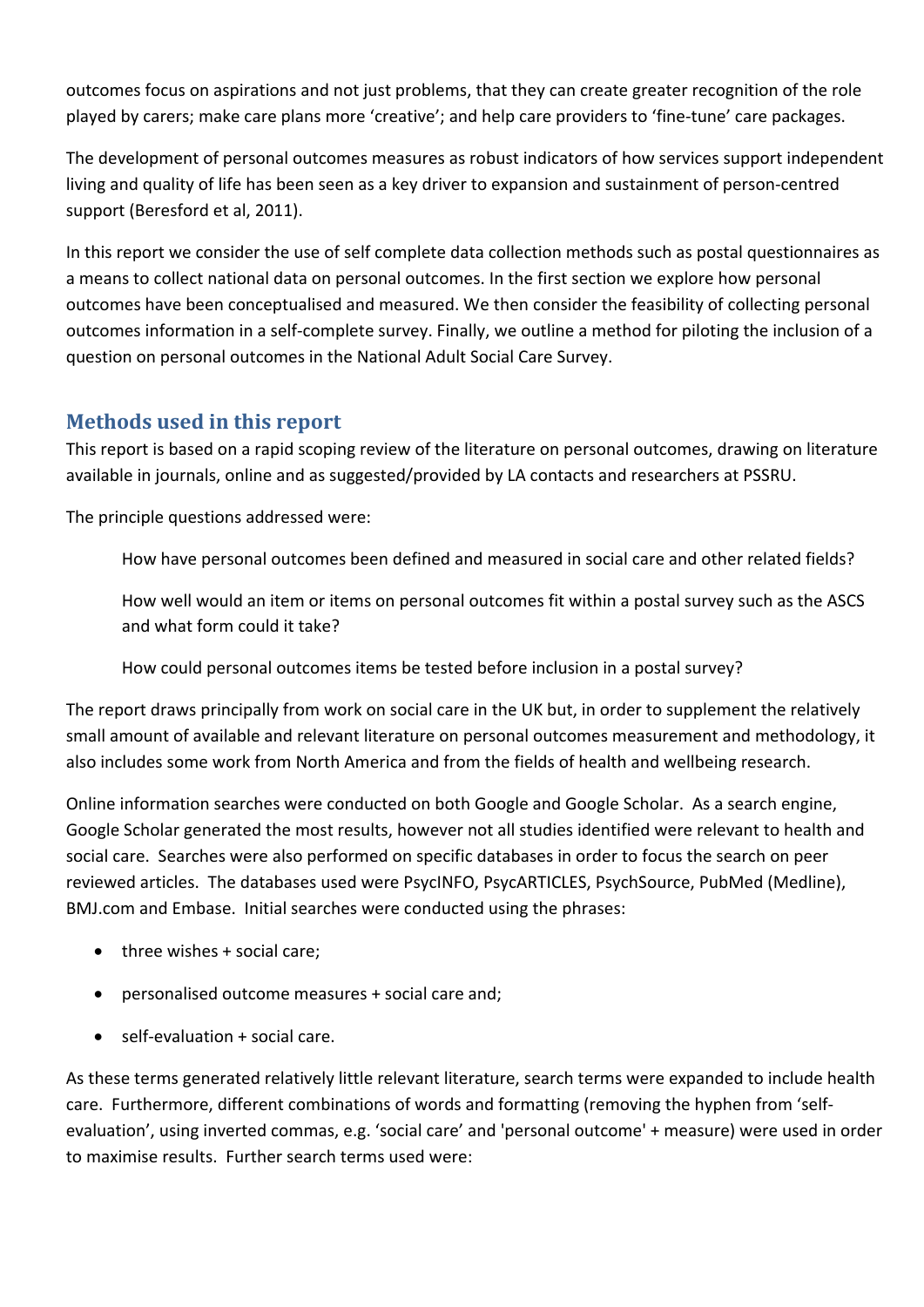outcomes focus on aspirations and not just problems, that they can create greater recognition of the role played by carers; make care plans more 'creative'; and help care providers to 'fine-tune' care packages.

The development of personal outcomes measures as robust indicators of how services support independent living and quality of life has been seen as a key driver to expansion and sustainment of person-centred support (Beresford et al, 2011).

In this report we consider the use of self complete data collection methods such as postal questionnaires as a means to collect national data on personal outcomes. In the first section we explore how personal outcomes have been conceptualised and measured. We then consider the feasibility of collecting personal outcomes information in a self-complete survey. Finally, we outline a method for piloting the inclusion of a question on personal outcomes in the National Adult Social Care Survey.

## Methods used in this report

This report is based on a rapid scoping review of the literature on personal outcomes, drawing on literature available in journals, online and as suggested/provided by LA contacts and researchers at PSSRU.

The principle questions addressed were:

> How have personal outcomes been defined and measured in social care and other related fields?
>
> How well would an item or items on personal outcomes fit within a postal survey such as the ASCS and what form could it take?
>
> How could personal outcomes items be tested before inclusion in a postal survey?

The report draws principally from work on social care in the UK but, in order to supplement the relatively small amount of available and relevant literature on personal outcomes measurement and methodology, it also includes some work from North America and from the fields of health and wellbeing research.

Online information searches were conducted on both Google and Google Scholar. As a search engine, Google Scholar generated the most results, however not all studies identified were relevant to health and social care. Searches were also performed on specific databases in order to focus the search on peer reviewed articles. The databases used were PsycINFO, PsycARTICLES, PsychSource, PubMed (Medline), BMJ.com and Embase. Initial searches were conducted using the phrases:

- three wishes + social care;
- personalised outcome measures + social care and;
- self-evaluation + social care.

As these terms generated relatively little relevant literature, search terms were expanded to include health care. Furthermore, different combinations of words and formatting (removing the hyphen from 'self-evaluation', using inverted commas, e.g. 'social care' and 'personal outcome' + measure) were used in order to maximise results. Further search terms used were: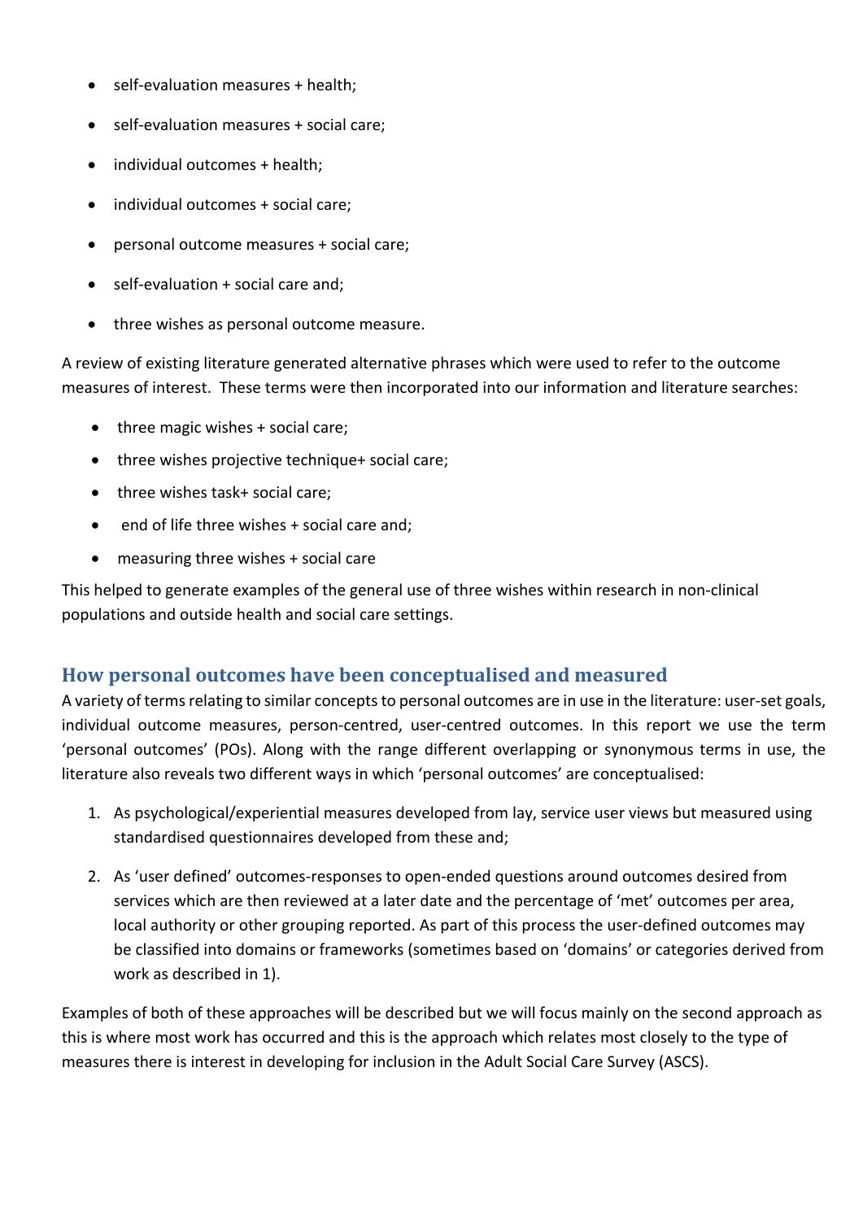- self-evaluation measures + health;
- self-evaluation measures + social care;
- individual outcomes + health;
- individual outcomes + social care;
- personal outcome measures + social care;
- self-evaluation + social care and;
- three wishes as personal outcome measure.

A review of existing literature generated alternative phrases which were used to refer to the outcome measures of interest. These terms were then incorporated into our information and literature searches:

- three magic wishes + social care;
- three wishes projective technique+ social care;
- three wishes task+ social care;
- end of life three wishes + social care and;
- measuring three wishes + social care

This helped to generate examples of the general use of three wishes within research in non-clinical populations and outside health and social care settings.

## How personal outcomes have been conceptualised and measured

A variety of terms relating to similar concepts to personal outcomes are in use in the literature: user-set goals, individual outcome measures, person-centred, user-centred outcomes. In this report we use the term 'personal outcomes' (POs). Along with the range different overlapping or synonymous terms in use, the literature also reveals two different ways in which 'personal outcomes' are conceptualised:

1. As psychological/experiential measures developed from lay, service user views but measured using standardised questionnaires developed from these and;
2. As 'user defined' outcomes-responses to open-ended questions around outcomes desired from services which are then reviewed at a later date and the percentage of 'met' outcomes per area, local authority or other grouping reported. As part of this process the user-defined outcomes may be classified into domains or frameworks (sometimes based on 'domains' or categories derived from work as described in 1).

Examples of both of these approaches will be described but we will focus mainly on the second approach as this is where most work has occurred and this is the approach which relates most closely to the type of measures there is interest in developing for inclusion in the Adult Social Care Survey (ASCS).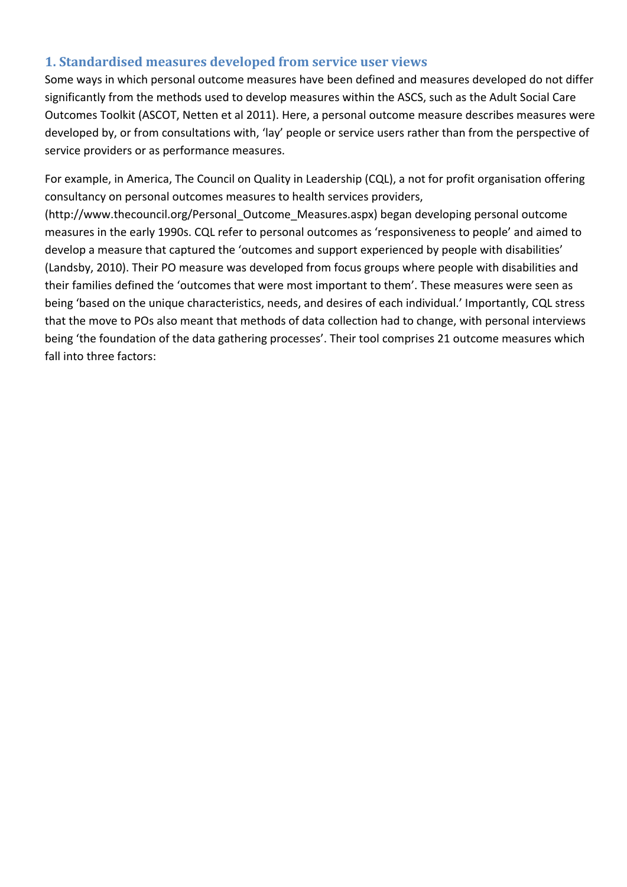## 1. Standardised measures developed from service user views

Some ways in which personal outcome measures have been defined and measures developed do not differ significantly from the methods used to develop measures within the ASCS, such as the Adult Social Care Outcomes Toolkit (ASCOT, Netten et al 2011). Here, a personal outcome measure describes measures were developed by, or from consultations with, 'lay' people or service users rather than from the perspective of service providers or as performance measures.

For example, in America, The Council on Quality in Leadership (CQL), a not for profit organisation offering consultancy on personal outcomes measures to health services providers, (http://www.thecouncil.org/Personal_Outcome_Measures.aspx) began developing personal outcome measures in the early 1990s. CQL refer to personal outcomes as 'responsiveness to people' and aimed to develop a measure that captured the 'outcomes and support experienced by people with disabilities' (Landsby, 2010). Their PO measure was developed from focus groups where people with disabilities and their families defined the 'outcomes that were most important to them'. These measures were seen as being 'based on the unique characteristics, needs, and desires of each individual.' Importantly, CQL stress that the move to POs also meant that methods of data collection had to change, with personal interviews being 'the foundation of the data gathering processes'. Their tool comprises 21 outcome measures which fall into three factors: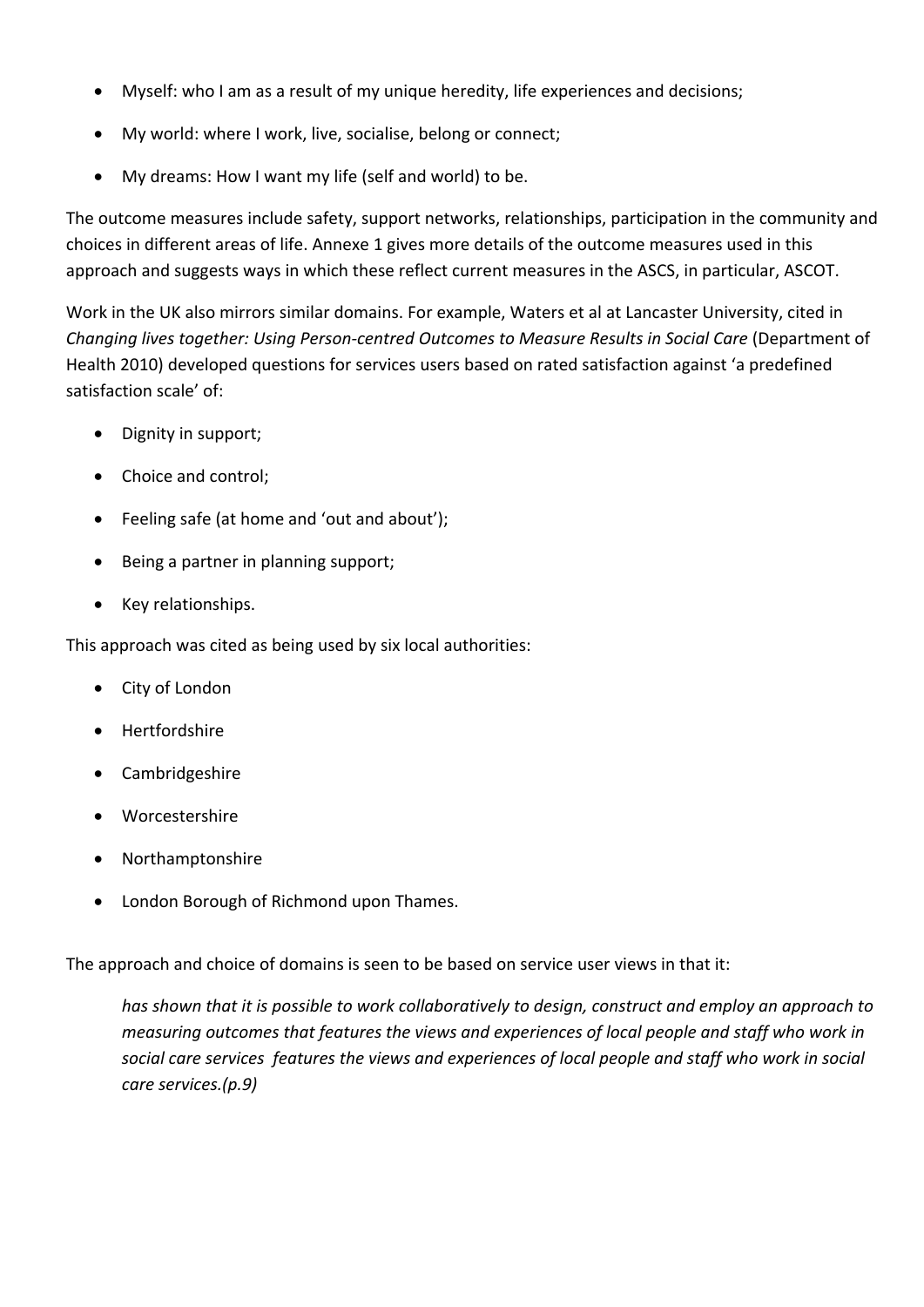- Myself: who I am as a result of my unique heredity, life experiences and decisions;
- My world: where I work, live, socialise, belong or connect;
- My dreams: How I want my life (self and world) to be.

The outcome measures include safety, support networks, relationships, participation in the community and choices in different areas of life. Annexe 1 gives more details of the outcome measures used in this approach and suggests ways in which these reflect current measures in the ASCS, in particular, ASCOT.

Work in the UK also mirrors similar domains. For example, Waters et al at Lancaster University, cited in *Changing lives together: Using Person-centred Outcomes to Measure Results in Social Care* (Department of Health 2010) developed questions for services users based on rated satisfaction against 'a predefined satisfaction scale' of:

- Dignity in support;
- Choice and control;
- Feeling safe (at home and 'out and about');
- Being a partner in planning support;
- Key relationships.

This approach was cited as being used by six local authorities:

- City of London
- Hertfordshire
- Cambridgeshire
- Worcestershire
- Northamptonshire
- London Borough of Richmond upon Thames.

The approach and choice of domains is seen to be based on service user views in that it:

> *has shown that it is possible to work collaboratively to design, construct and employ an approach to measuring outcomes that features the views and experiences of local people and staff who work in social care services features the views and experiences of local people and staff who work in social care services.(p.9)*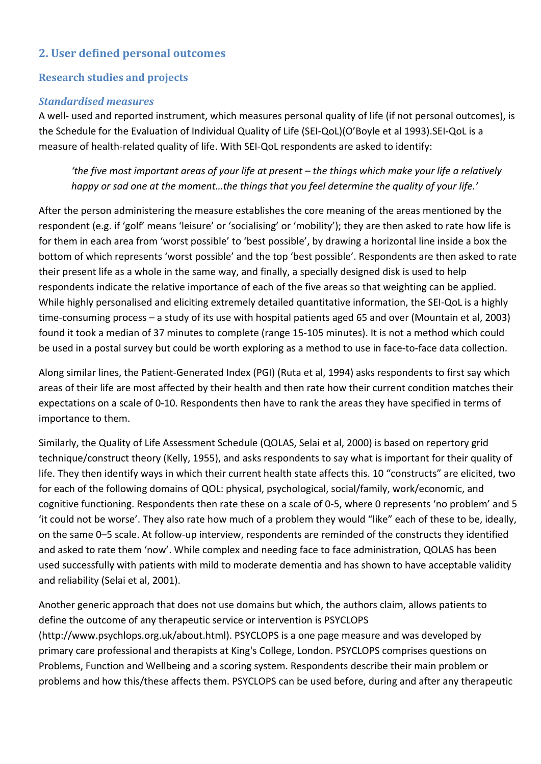## 2. User defined personal outcomes

### Research studies and projects

#### *Standardised measures*

A well- used and reported instrument, which measures personal quality of life (if not personal outcomes), is the Schedule for the Evaluation of Individual Quality of Life (SEI-QoL)(O'Boyle et al 1993).SEI-QoL is a measure of health-related quality of life. With SEI-QoL respondents are asked to identify:

> *'the five most important areas of your life at present – the things which make your life a relatively happy or sad one at the moment…the things that you feel determine the quality of your life.'*

After the person administering the measure establishes the core meaning of the areas mentioned by the respondent (e.g. if 'golf' means 'leisure' or 'socialising' or 'mobility'); they are then asked to rate how life is for them in each area from 'worst possible' to 'best possible', by drawing a horizontal line inside a box the bottom of which represents 'worst possible' and the top 'best possible'. Respondents are then asked to rate their present life as a whole in the same way, and finally, a specially designed disk is used to help respondents indicate the relative importance of each of the five areas so that weighting can be applied. While highly personalised and eliciting extremely detailed quantitative information, the SEI-QoL is a highly time-consuming process – a study of its use with hospital patients aged 65 and over (Mountain et al, 2003) found it took a median of 37 minutes to complete (range 15-105 minutes). It is not a method which could be used in a postal survey but could be worth exploring as a method to use in face-to-face data collection.

Along similar lines, the Patient-Generated Index (PGI) (Ruta et al, 1994) asks respondents to first say which areas of their life are most affected by their health and then rate how their current condition matches their expectations on a scale of 0-10. Respondents then have to rank the areas they have specified in terms of importance to them.

Similarly, the Quality of Life Assessment Schedule (QOLAS, Selai et al, 2000) is based on repertory grid technique/construct theory (Kelly, 1955), and asks respondents to say what is important for their quality of life. They then identify ways in which their current health state affects this. 10 "constructs" are elicited, two for each of the following domains of QOL: physical, psychological, social/family, work/economic, and cognitive functioning. Respondents then rate these on a scale of 0-5, where 0 represents 'no problem' and 5 'it could not be worse'. They also rate how much of a problem they would "like" each of these to be, ideally, on the same 0–5 scale. At follow-up interview, respondents are reminded of the constructs they identified and asked to rate them 'now'. While complex and needing face to face administration, QOLAS has been used successfully with patients with mild to moderate dementia and has shown to have acceptable validity and reliability (Selai et al, 2001).

Another generic approach that does not use domains but which, the authors claim, allows patients to define the outcome of any therapeutic service or intervention is PSYCLOPS (http://www.psychlops.org.uk/about.html). PSYCLOPS is a one page measure and was developed by primary care professional and therapists at King's College, London. PSYCLOPS comprises questions on Problems, Function and Wellbeing and a scoring system. Respondents describe their main problem or problems and how this/these affects them. PSYCLOPS can be used before, during and after any therapeutic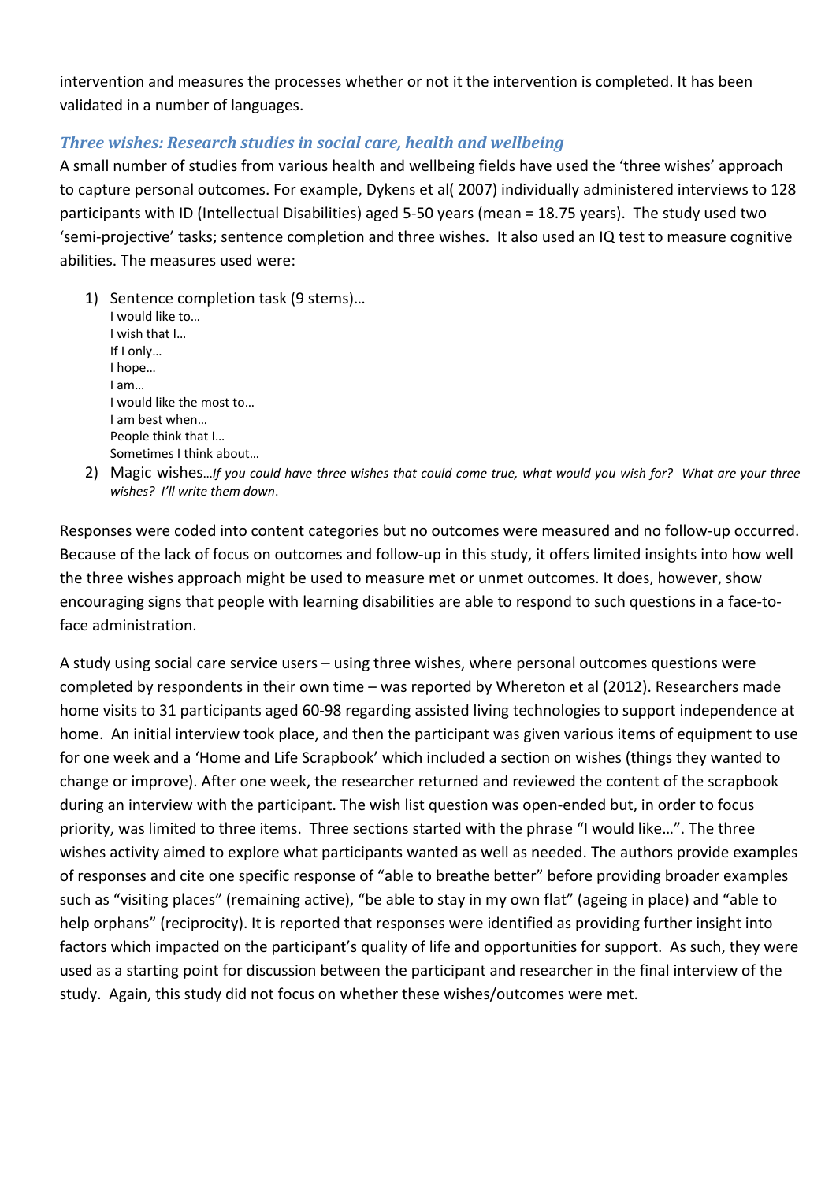intervention and measures the processes whether or not it the intervention is completed. It has been validated in a number of languages.

### *Three wishes: Research studies in social care, health and wellbeing*

A small number of studies from various health and wellbeing fields have used the 'three wishes' approach to capture personal outcomes. For example, Dykens et al( 2007) individually administered interviews to 128 participants with ID (Intellectual Disabilities) aged 5-50 years (mean = 18.75 years). The study used two 'semi-projective' tasks; sentence completion and three wishes. It also used an IQ test to measure cognitive abilities. The measures used were:

1) Sentence completion task (9 stems)…
   I would like to…
   I wish that I…
   If I only…
   I hope…
   I am…
   I would like the most to…
   I am best when…
   People think that I…
   Sometimes I think about…
2) Magic wishes…*If you could have three wishes that could come true, what would you wish for? What are your three wishes? I'll write them down*.

Responses were coded into content categories but no outcomes were measured and no follow-up occurred. Because of the lack of focus on outcomes and follow-up in this study, it offers limited insights into how well the three wishes approach might be used to measure met or unmet outcomes. It does, however, show encouraging signs that people with learning disabilities are able to respond to such questions in a face-to-face administration.

A study using social care service users – using three wishes, where personal outcomes questions were completed by respondents in their own time – was reported by Whereton et al (2012). Researchers made home visits to 31 participants aged 60-98 regarding assisted living technologies to support independence at home. An initial interview took place, and then the participant was given various items of equipment to use for one week and a 'Home and Life Scrapbook' which included a section on wishes (things they wanted to change or improve). After one week, the researcher returned and reviewed the content of the scrapbook during an interview with the participant. The wish list question was open-ended but, in order to focus priority, was limited to three items. Three sections started with the phrase "I would like…". The three wishes activity aimed to explore what participants wanted as well as needed. The authors provide examples of responses and cite one specific response of "able to breathe better" before providing broader examples such as "visiting places" (remaining active), "be able to stay in my own flat" (ageing in place) and "able to help orphans" (reciprocity). It is reported that responses were identified as providing further insight into factors which impacted on the participant's quality of life and opportunities for support. As such, they were used as a starting point for discussion between the participant and researcher in the final interview of the study. Again, this study did not focus on whether these wishes/outcomes were met.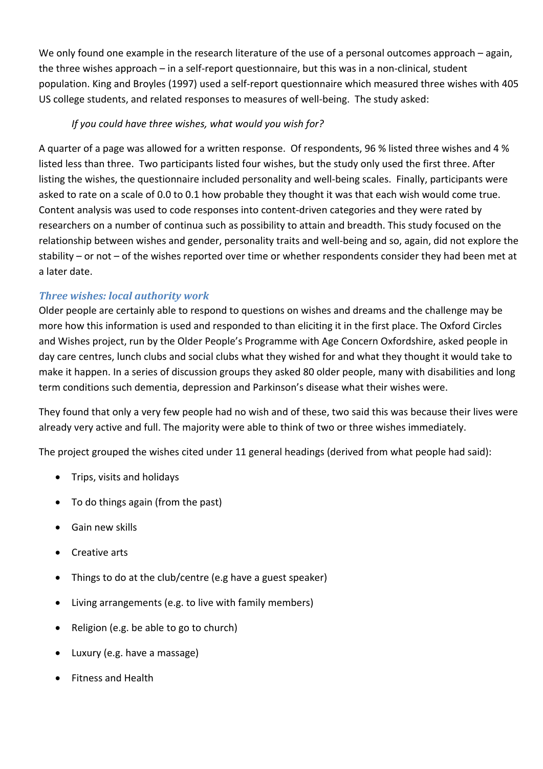We only found one example in the research literature of the use of a personal outcomes approach – again, the three wishes approach – in a self-report questionnaire, but this was in a non-clinical, student population. King and Broyles (1997) used a self-report questionnaire which measured three wishes with 405 US college students, and related responses to measures of well-being. The study asked:

*If you could have three wishes, what would you wish for?*

A quarter of a page was allowed for a written response. Of respondents, 96 % listed three wishes and 4 % listed less than three. Two participants listed four wishes, but the study only used the first three. After listing the wishes, the questionnaire included personality and well-being scales. Finally, participants were asked to rate on a scale of 0.0 to 0.1 how probable they thought it was that each wish would come true. Content analysis was used to code responses into content-driven categories and they were rated by researchers on a number of continua such as possibility to attain and breadth. This study focused on the relationship between wishes and gender, personality traits and well-being and so, again, did not explore the stability – or not – of the wishes reported over time or whether respondents consider they had been met at a later date.

### *Three wishes: local authority work*

Older people are certainly able to respond to questions on wishes and dreams and the challenge may be more how this information is used and responded to than eliciting it in the first place. The Oxford Circles and Wishes project, run by the Older People's Programme with Age Concern Oxfordshire, asked people in day care centres, lunch clubs and social clubs what they wished for and what they thought it would take to make it happen. In a series of discussion groups they asked 80 older people, many with disabilities and long term conditions such dementia, depression and Parkinson's disease what their wishes were.

They found that only a very few people had no wish and of these, two said this was because their lives were already very active and full. The majority were able to think of two or three wishes immediately.

The project grouped the wishes cited under 11 general headings (derived from what people had said):

- Trips, visits and holidays
- To do things again (from the past)
- Gain new skills
- Creative arts
- Things to do at the club/centre (e.g have a guest speaker)
- Living arrangements (e.g. to live with family members)
- Religion (e.g. be able to go to church)
- Luxury (e.g. have a massage)
- Fitness and Health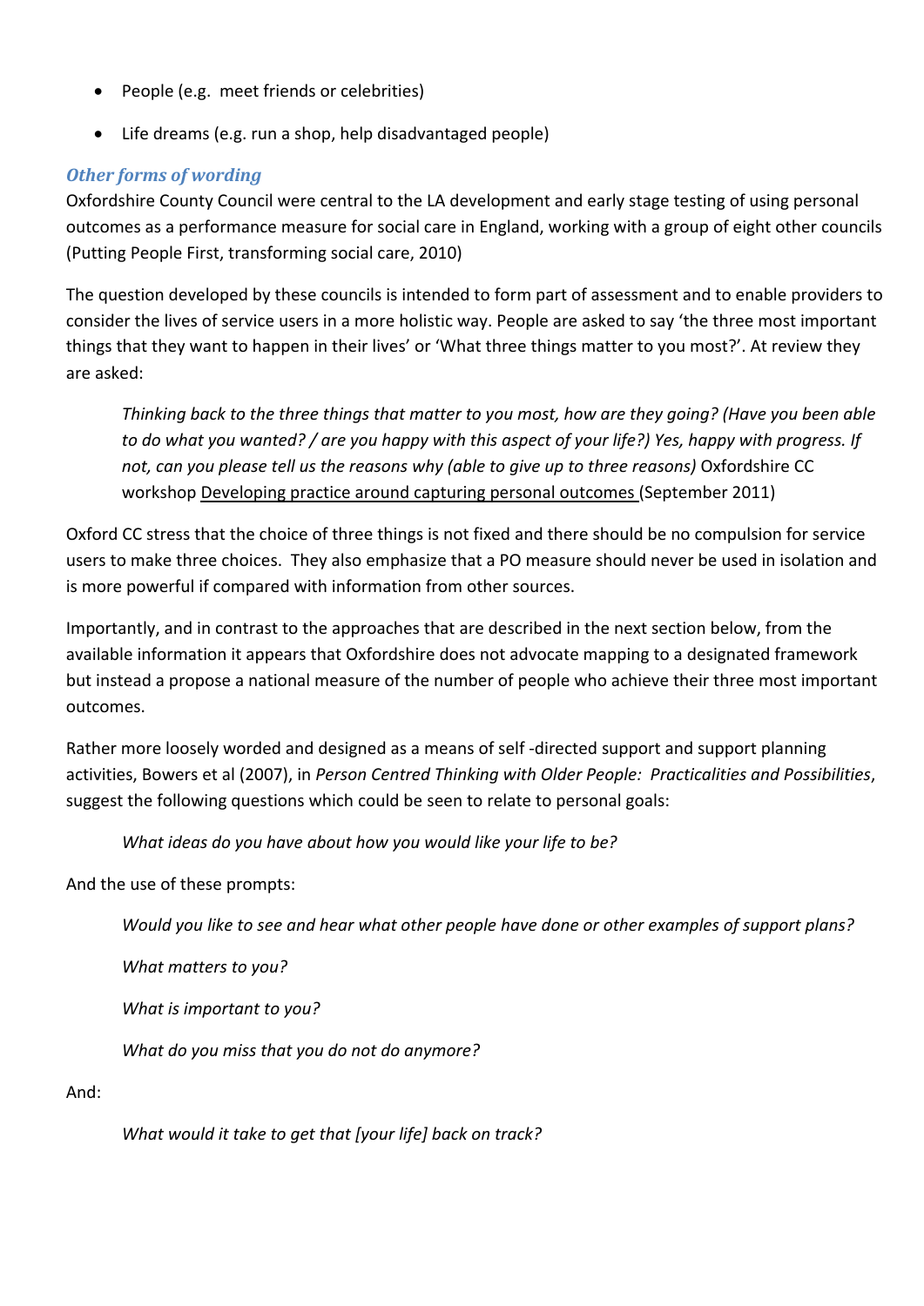- People (e.g. meet friends or celebrities)
- Life dreams (e.g. run a shop, help disadvantaged people)

### *Other forms of wording*

Oxfordshire County Council were central to the LA development and early stage testing of using personal outcomes as a performance measure for social care in England, working with a group of eight other councils (Putting People First, transforming social care, 2010)

The question developed by these councils is intended to form part of assessment and to enable providers to consider the lives of service users in a more holistic way. People are asked to say 'the three most important things that they want to happen in their lives' or 'What three things matter to you most?'. At review they are asked:

> *Thinking back to the three things that matter to you most, how are they going? (Have you been able to do what you wanted? / are you happy with this aspect of your life?) Yes, happy with progress. If not, can you please tell us the reasons why (able to give up to three reasons)* Oxfordshire CC workshop Developing practice around capturing personal outcomes (September 2011)

Oxford CC stress that the choice of three things is not fixed and there should be no compulsion for service users to make three choices. They also emphasize that a PO measure should never be used in isolation and is more powerful if compared with information from other sources.

Importantly, and in contrast to the approaches that are described in the next section below, from the available information it appears that Oxfordshire does not advocate mapping to a designated framework but instead a propose a national measure of the number of people who achieve their three most important outcomes.

Rather more loosely worded and designed as a means of self -directed support and support planning activities, Bowers et al (2007), in *Person Centred Thinking with Older People: Practicalities and Possibilities*, suggest the following questions which could be seen to relate to personal goals:

> *What ideas do you have about how you would like your life to be?*

And the use of these prompts:

> *Would you like to see and hear what other people have done or other examples of support plans?*
>
> *What matters to you?*
>
> *What is important to you?*
>
> *What do you miss that you do not do anymore?*

And:

> *What would it take to get that [your life] back on track?*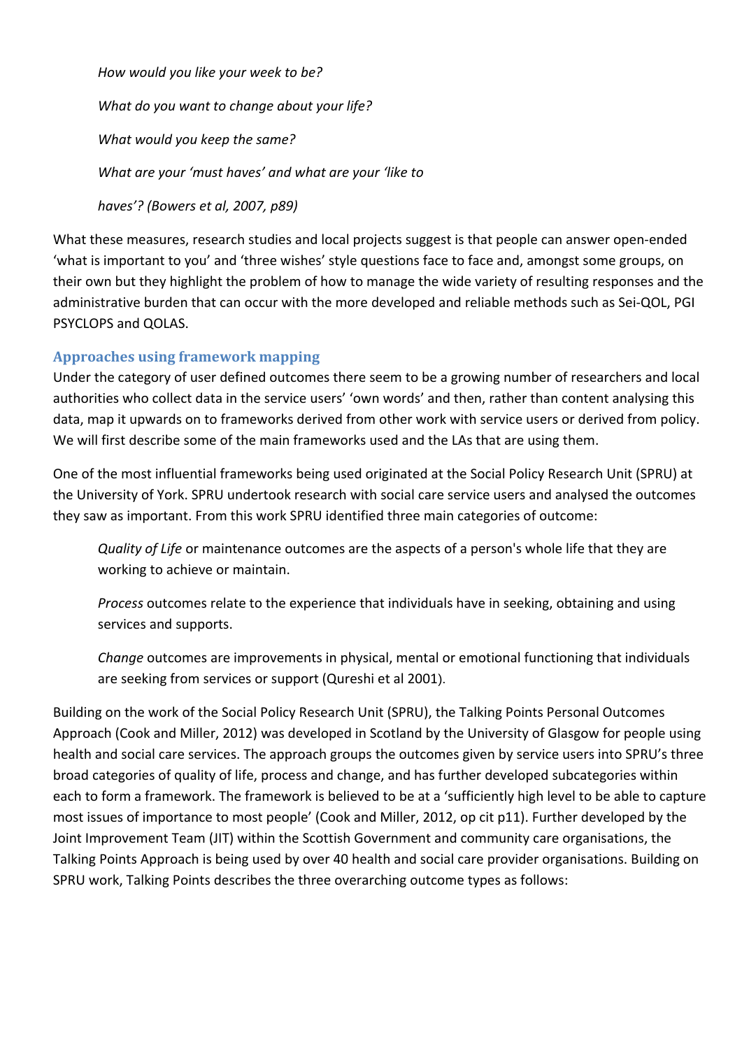*How would you like your week to be?*

*What do you want to change about your life?*

*What would you keep the same?*

*What are your 'must haves' and what are your 'like to haves'? (Bowers et al, 2007, p89)*

What these measures, research studies and local projects suggest is that people can answer open-ended 'what is important to you' and 'three wishes' style questions face to face and, amongst some groups, on their own but they highlight the problem of how to manage the wide variety of resulting responses and the administrative burden that can occur with the more developed and reliable methods such as Sei-QOL, PGI PSYCLOPS and QOLAS.

### Approaches using framework mapping

Under the category of user defined outcomes there seem to be a growing number of researchers and local authorities who collect data in the service users' 'own words' and then, rather than content analysing this data, map it upwards on to frameworks derived from other work with service users or derived from policy. We will first describe some of the main frameworks used and the LAs that are using them.

One of the most influential frameworks being used originated at the Social Policy Research Unit (SPRU) at the University of York. SPRU undertook research with social care service users and analysed the outcomes they saw as important. From this work SPRU identified three main categories of outcome:

> *Quality of Life* or maintenance outcomes are the aspects of a person's whole life that they are working to achieve or maintain.
>
> *Process* outcomes relate to the experience that individuals have in seeking, obtaining and using services and supports.
>
> *Change* outcomes are improvements in physical, mental or emotional functioning that individuals are seeking from services or support (Qureshi et al 2001).

Building on the work of the Social Policy Research Unit (SPRU), the Talking Points Personal Outcomes Approach (Cook and Miller, 2012) was developed in Scotland by the University of Glasgow for people using health and social care services. The approach groups the outcomes given by service users into SPRU's three broad categories of quality of life, process and change, and has further developed subcategories within each to form a framework. The framework is believed to be at a 'sufficiently high level to be able to capture most issues of importance to most people' (Cook and Miller, 2012, op cit p11). Further developed by the Joint Improvement Team (JIT) within the Scottish Government and community care organisations, the Talking Points Approach is being used by over 40 health and social care provider organisations. Building on SPRU work, Talking Points describes the three overarching outcome types as follows: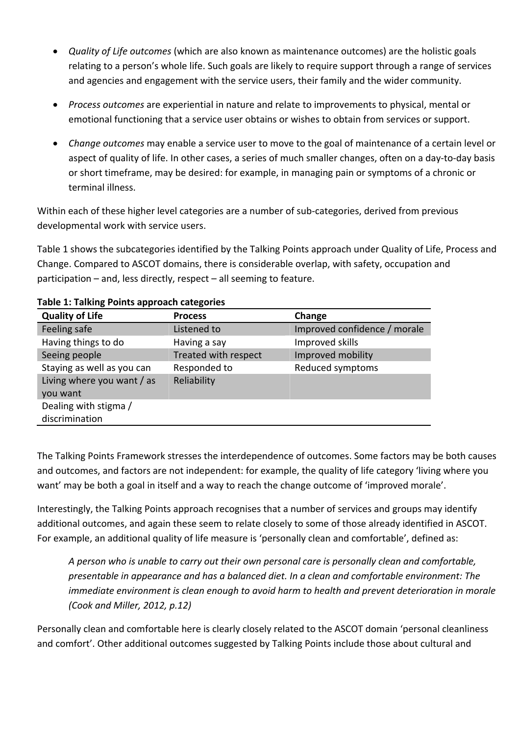- *Quality of Life outcomes* (which are also known as maintenance outcomes) are the holistic goals relating to a person's whole life. Such goals are likely to require support through a range of services and agencies and engagement with the service users, their family and the wider community.
- *Process outcomes* are experiential in nature and relate to improvements to physical, mental or emotional functioning that a service user obtains or wishes to obtain from services or support.
- *Change outcomes* may enable a service user to move to the goal of maintenance of a certain level or aspect of quality of life. In other cases, a series of much smaller changes, often on a day-to-day basis or short timeframe, may be desired: for example, in managing pain or symptoms of a chronic or terminal illness.

Within each of these higher level categories are a number of sub-categories, derived from previous developmental work with service users.

Table 1 shows the subcategories identified by the Talking Points approach under Quality of Life, Process and Change. Compared to ASCOT domains, there is considerable overlap, with safety, occupation and participation – and, less directly, respect – all seeming to feature.

**Table 1: Talking Points approach categories**

| Quality of Life | Process | Change |
|---|---|---|
| Feeling safe | Listened to | Improved confidence / morale |
| Having things to do | Having a say | Improved skills |
| Seeing people | Treated with respect | Improved mobility |
| Staying as well as you can | Responded to | Reduced symptoms |
| Living where you want / as you want | Reliability | |
| Dealing with stigma / discrimination | | |

The Talking Points Framework stresses the interdependence of outcomes. Some factors may be both causes and outcomes, and factors are not independent: for example, the quality of life category 'living where you want' may be both a goal in itself and a way to reach the change outcome of 'improved morale'.

Interestingly, the Talking Points approach recognises that a number of services and groups may identify additional outcomes, and again these seem to relate closely to some of those already identified in ASCOT. For example, an additional quality of life measure is 'personally clean and comfortable', defined as:

> *A person who is unable to carry out their own personal care is personally clean and comfortable, presentable in appearance and has a balanced diet. In a clean and comfortable environment: The immediate environment is clean enough to avoid harm to health and prevent deterioration in morale (Cook and Miller, 2012, p.12)*

Personally clean and comfortable here is clearly closely related to the ASCOT domain 'personal cleanliness and comfort'. Other additional outcomes suggested by Talking Points include those about cultural and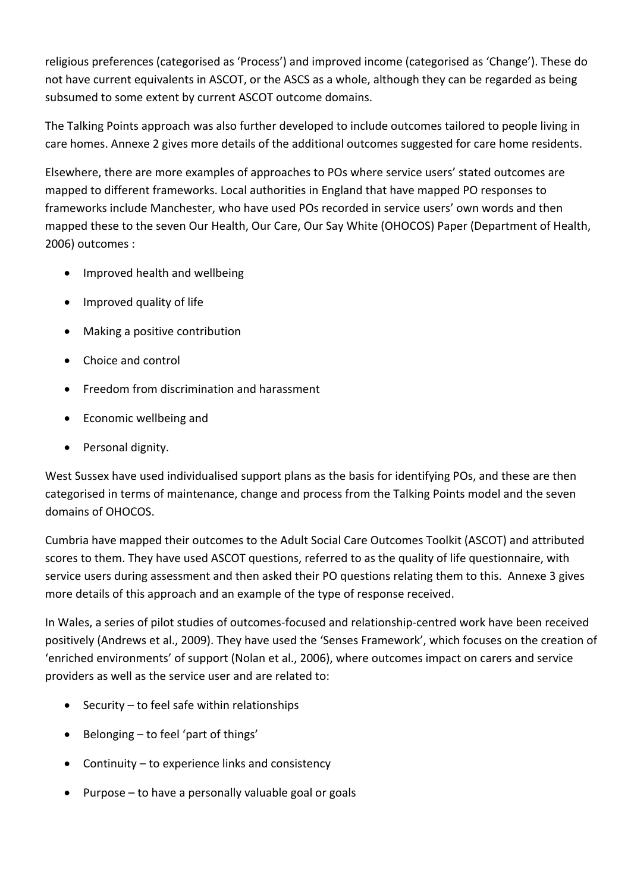religious preferences (categorised as 'Process') and improved income (categorised as 'Change'). These do not have current equivalents in ASCOT, or the ASCS as a whole, although they can be regarded as being subsumed to some extent by current ASCOT outcome domains.

The Talking Points approach was also further developed to include outcomes tailored to people living in care homes. Annexe 2 gives more details of the additional outcomes suggested for care home residents.

Elsewhere, there are more examples of approaches to POs where service users' stated outcomes are mapped to different frameworks. Local authorities in England that have mapped PO responses to frameworks include Manchester, who have used POs recorded in service users' own words and then mapped these to the seven Our Health, Our Care, Our Say White (OHOCOS) Paper (Department of Health, 2006) outcomes :

- Improved health and wellbeing
- Improved quality of life
- Making a positive contribution
- Choice and control
- Freedom from discrimination and harassment
- Economic wellbeing and
- Personal dignity.

West Sussex have used individualised support plans as the basis for identifying POs, and these are then categorised in terms of maintenance, change and process from the Talking Points model and the seven domains of OHOCOS.

Cumbria have mapped their outcomes to the Adult Social Care Outcomes Toolkit (ASCOT) and attributed scores to them. They have used ASCOT questions, referred to as the quality of life questionnaire, with service users during assessment and then asked their PO questions relating them to this. Annexe 3 gives more details of this approach and an example of the type of response received.

In Wales, a series of pilot studies of outcomes-focused and relationship-centred work have been received positively (Andrews et al., 2009). They have used the 'Senses Framework', which focuses on the creation of 'enriched environments' of support (Nolan et al., 2006), where outcomes impact on carers and service providers as well as the service user and are related to:

- Security – to feel safe within relationships
- Belonging – to feel 'part of things'
- Continuity – to experience links and consistency
- Purpose – to have a personally valuable goal or goals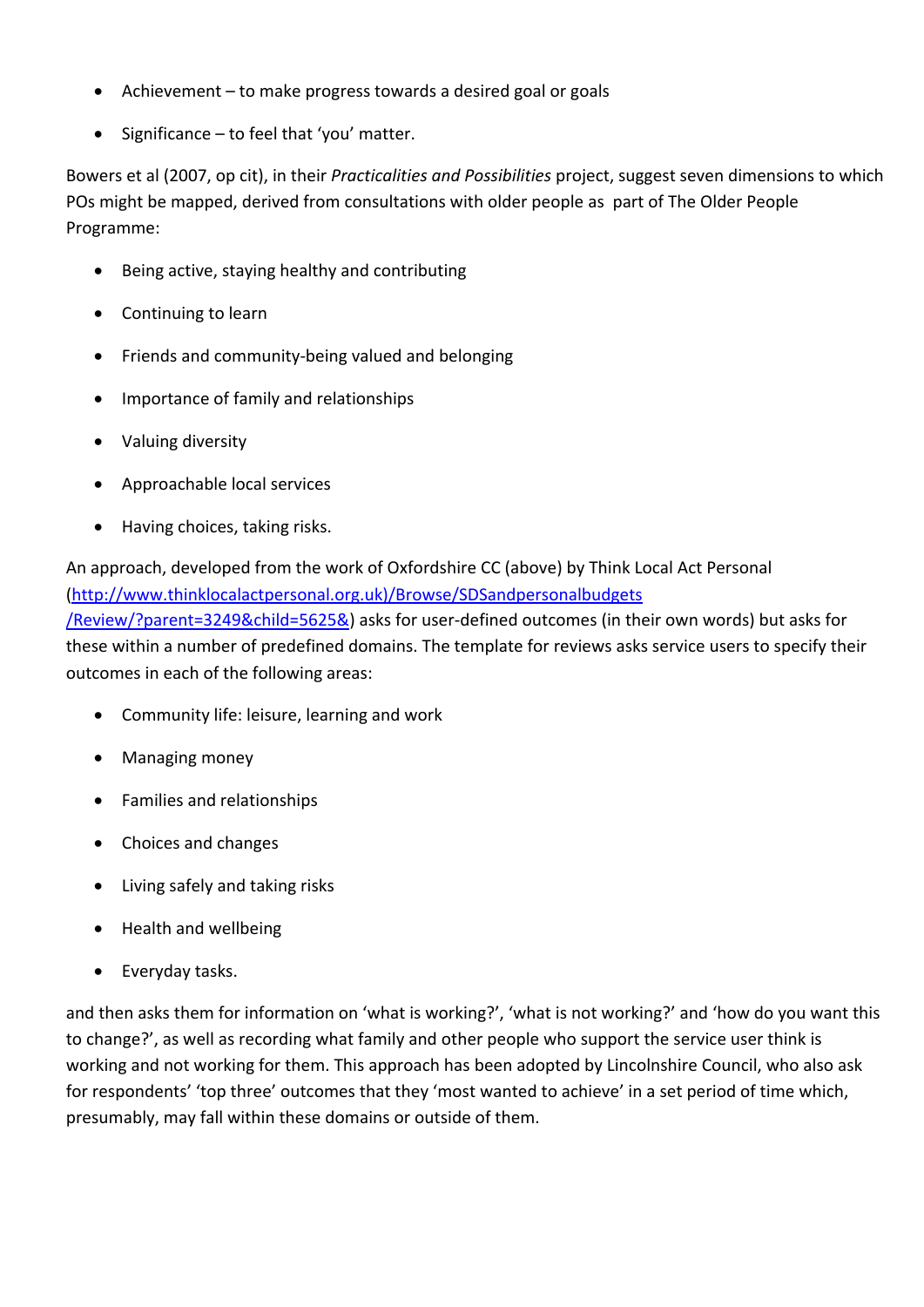- Achievement – to make progress towards a desired goal or goals
- Significance – to feel that 'you' matter.

Bowers et al (2007, op cit), in their *Practicalities and Possibilities* project, suggest seven dimensions to which POs might be mapped, derived from consultations with older people as part of The Older People Programme:

- Being active, staying healthy and contributing
- Continuing to learn
- Friends and community-being valued and belonging
- Importance of family and relationships
- Valuing diversity
- Approachable local services
- Having choices, taking risks.

An approach, developed from the work of Oxfordshire CC (above) by Think Local Act Personal ([http://www.thinklocalactpersonal.org.uk)/Browse/SDSandpersonalbudgets/Review/?parent=3249&child=5625&](http://www.thinklocalactpersonal.org.uk)/Browse/SDSandpersonalbudgets/Review/?parent=3249&child=5625&)) asks for user-defined outcomes (in their own words) but asks for these within a number of predefined domains. The template for reviews asks service users to specify their outcomes in each of the following areas:

- Community life: leisure, learning and work
- Managing money
- Families and relationships
- Choices and changes
- Living safely and taking risks
- Health and wellbeing
- Everyday tasks.

and then asks them for information on 'what is working?', 'what is not working?' and 'how do you want this to change?', as well as recording what family and other people who support the service user think is working and not working for them. This approach has been adopted by Lincolnshire Council, who also ask for respondents' 'top three' outcomes that they 'most wanted to achieve' in a set period of time which, presumably, may fall within these domains or outside of them.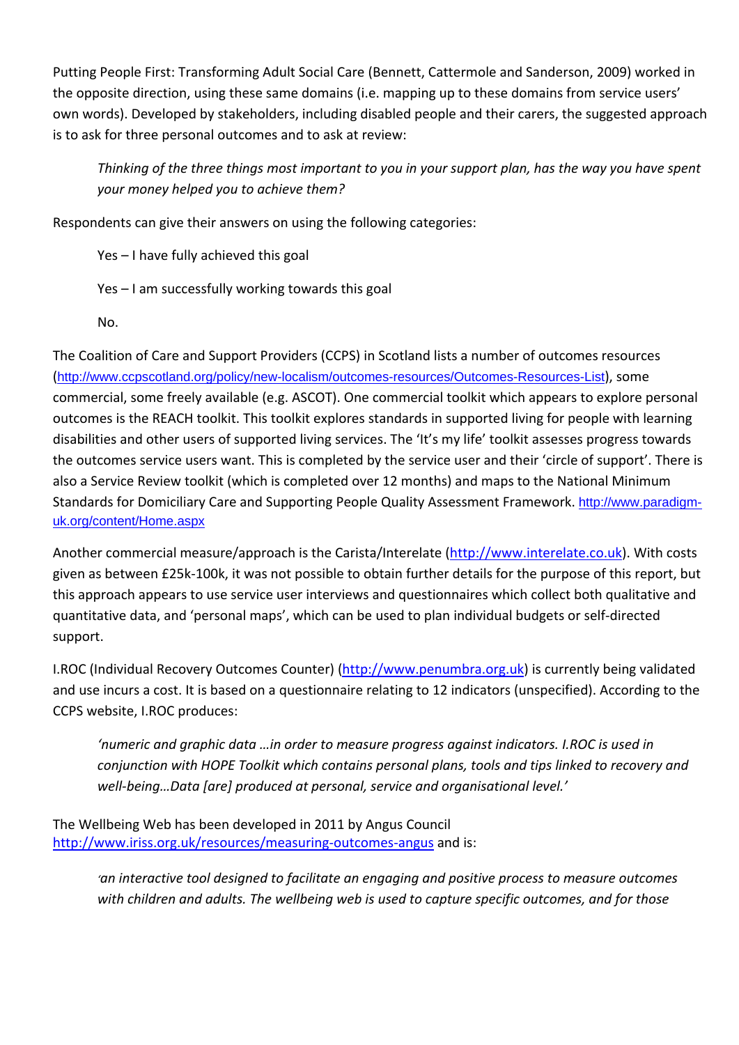Putting People First: Transforming Adult Social Care (Bennett, Cattermole and Sanderson, 2009) worked in the opposite direction, using these same domains (i.e. mapping up to these domains from service users' own words). Developed by stakeholders, including disabled people and their carers, the suggested approach is to ask for three personal outcomes and to ask at review:

> *Thinking of the three things most important to you in your support plan, has the way you have spent your money helped you to achieve them?*

Respondents can give their answers on using the following categories:

> Yes – I have fully achieved this goal
>
> Yes – I am successfully working towards this goal
>
> No.

The Coalition of Care and Support Providers (CCPS) in Scotland lists a number of outcomes resources (http://www.ccpscotland.org/policy/new-localism/outcomes-resources/Outcomes-Resources-List), some commercial, some freely available (e.g. ASCOT). One commercial toolkit which appears to explore personal outcomes is the REACH toolkit. This toolkit explores standards in supported living for people with learning disabilities and other users of supported living services. The 'It's my life' toolkit assesses progress towards the outcomes service users want. This is completed by the service user and their 'circle of support'. There is also a Service Review toolkit (which is completed over 12 months) and maps to the National Minimum Standards for Domiciliary Care and Supporting People Quality Assessment Framework. http://www.paradigm-uk.org/content/Home.aspx

Another commercial measure/approach is the Carista/Interelate (http://www.interelate.co.uk). With costs given as between £25k-100k, it was not possible to obtain further details for the purpose of this report, but this approach appears to use service user interviews and questionnaires which collect both qualitative and quantitative data, and 'personal maps', which can be used to plan individual budgets or self-directed support.

I.ROC (Individual Recovery Outcomes Counter) (http://www.penumbra.org.uk) is currently being validated and use incurs a cost. It is based on a questionnaire relating to 12 indicators (unspecified). According to the CCPS website, I.ROC produces:

> *'numeric and graphic data …in order to measure progress against indicators. I.ROC is used in conjunction with HOPE Toolkit which contains personal plans, tools and tips linked to recovery and well-being…Data [are] produced at personal, service and organisational level.'*

The Wellbeing Web has been developed in 2011 by Angus Council http://www.iriss.org.uk/resources/measuring-outcomes-angus and is:

> *'an interactive tool designed to facilitate an engaging and positive process to measure outcomes with children and adults. The wellbeing web is used to capture specific outcomes, and for those*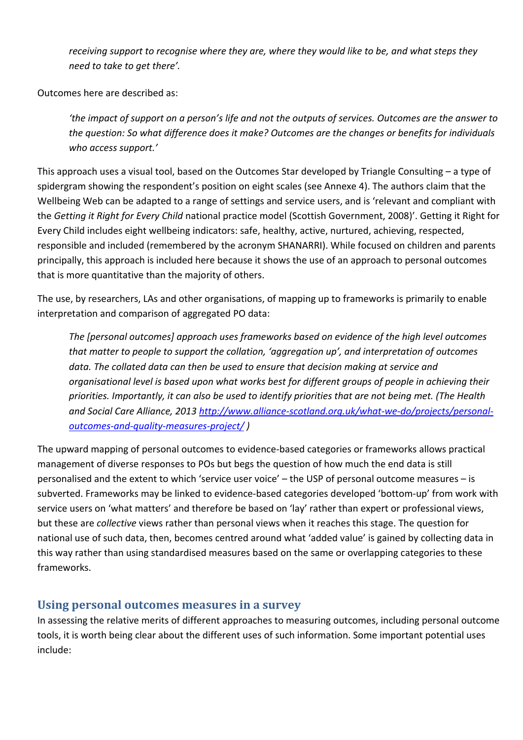> *receiving support to recognise where they are, where they would like to be, and what steps they need to take to get there'.*

Outcomes here are described as:

> *'the impact of support on a person's life and not the outputs of services. Outcomes are the answer to the question: So what difference does it make? Outcomes are the changes or benefits for individuals who access support.'*

This approach uses a visual tool, based on the Outcomes Star developed by Triangle Consulting – a type of spidergram showing the respondent's position on eight scales (see Annexe 4). The authors claim that the Wellbeing Web can be adapted to a range of settings and service users, and is 'relevant and compliant with the *Getting it Right for Every Child* national practice model (Scottish Government, 2008)'. Getting it Right for Every Child includes eight wellbeing indicators: safe, healthy, active, nurtured, achieving, respected, responsible and included (remembered by the acronym SHANARRI). While focused on children and parents principally, this approach is included here because it shows the use of an approach to personal outcomes that is more quantitative than the majority of others.

The use, by researchers, LAs and other organisations, of mapping up to frameworks is primarily to enable interpretation and comparison of aggregated PO data:

> *The [personal outcomes] approach uses frameworks based on evidence of the high level outcomes that matter to people to support the collation, 'aggregation up', and interpretation of outcomes data. The collated data can then be used to ensure that decision making at service and organisational level is based upon what works best for different groups of people in achieving their priorities. Importantly, it can also be used to identify priorities that are not being met. (The Health and Social Care Alliance, 2013 [http://www.alliance-scotland.org.uk/what-we-do/projects/personal-outcomes-and-quality-measures-project/](http://www.alliance-scotland.org.uk/what-we-do/projects/personal-outcomes-and-quality-measures-project/) )*

The upward mapping of personal outcomes to evidence-based categories or frameworks allows practical management of diverse responses to POs but begs the question of how much the end data is still personalised and the extent to which 'service user voice' – the USP of personal outcome measures – is subverted. Frameworks may be linked to evidence-based categories developed 'bottom-up' from work with service users on 'what matters' and therefore be based on 'lay' rather than expert or professional views, but these are *collective* views rather than personal views when it reaches this stage. The question for national use of such data, then, becomes centred around what 'added value' is gained by collecting data in this way rather than using standardised measures based on the same or overlapping categories to these frameworks.

## Using personal outcomes measures in a survey

In assessing the relative merits of different approaches to measuring outcomes, including personal outcome tools, it is worth being clear about the different uses of such information. Some important potential uses include: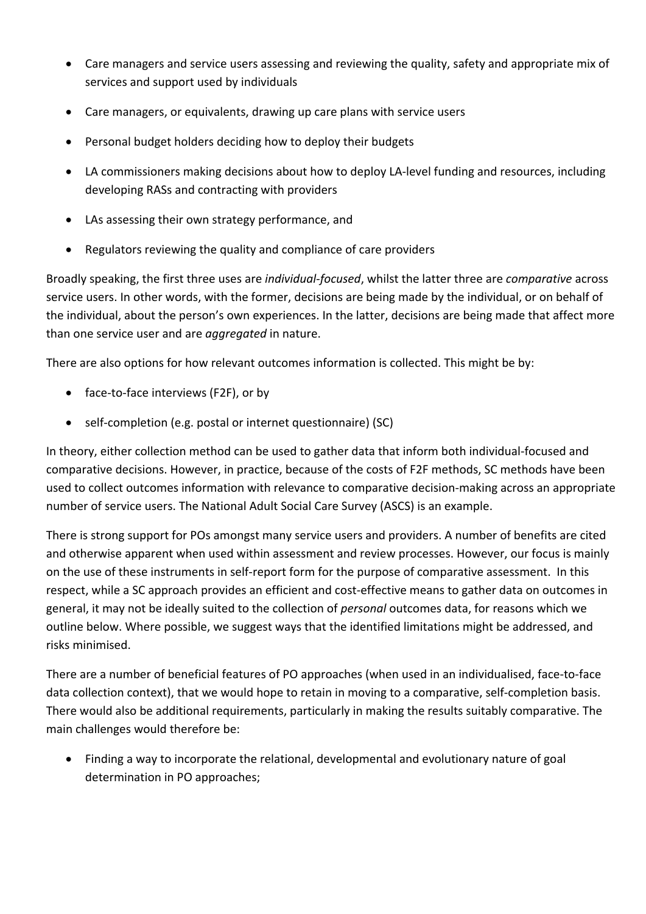- Care managers and service users assessing and reviewing the quality, safety and appropriate mix of services and support used by individuals
- Care managers, or equivalents, drawing up care plans with service users
- Personal budget holders deciding how to deploy their budgets
- LA commissioners making decisions about how to deploy LA-level funding and resources, including developing RASs and contracting with providers
- LAs assessing their own strategy performance, and
- Regulators reviewing the quality and compliance of care providers

Broadly speaking, the first three uses are *individual-focused*, whilst the latter three are *comparative* across service users. In other words, with the former, decisions are being made by the individual, or on behalf of the individual, about the person's own experiences. In the latter, decisions are being made that affect more than one service user and are *aggregated* in nature.

There are also options for how relevant outcomes information is collected. This might be by:

- face-to-face interviews (F2F), or by
- self-completion (e.g. postal or internet questionnaire) (SC)

In theory, either collection method can be used to gather data that inform both individual-focused and comparative decisions. However, in practice, because of the costs of F2F methods, SC methods have been used to collect outcomes information with relevance to comparative decision-making across an appropriate number of service users. The National Adult Social Care Survey (ASCS) is an example.

There is strong support for POs amongst many service users and providers. A number of benefits are cited and otherwise apparent when used within assessment and review processes. However, our focus is mainly on the use of these instruments in self-report form for the purpose of comparative assessment. In this respect, while a SC approach provides an efficient and cost-effective means to gather data on outcomes in general, it may not be ideally suited to the collection of *personal* outcomes data, for reasons which we outline below. Where possible, we suggest ways that the identified limitations might be addressed, and risks minimised.

There are a number of beneficial features of PO approaches (when used in an individualised, face-to-face data collection context), that we would hope to retain in moving to a comparative, self-completion basis. There would also be additional requirements, particularly in making the results suitably comparative. The main challenges would therefore be:

- Finding a way to incorporate the relational, developmental and evolutionary nature of goal determination in PO approaches;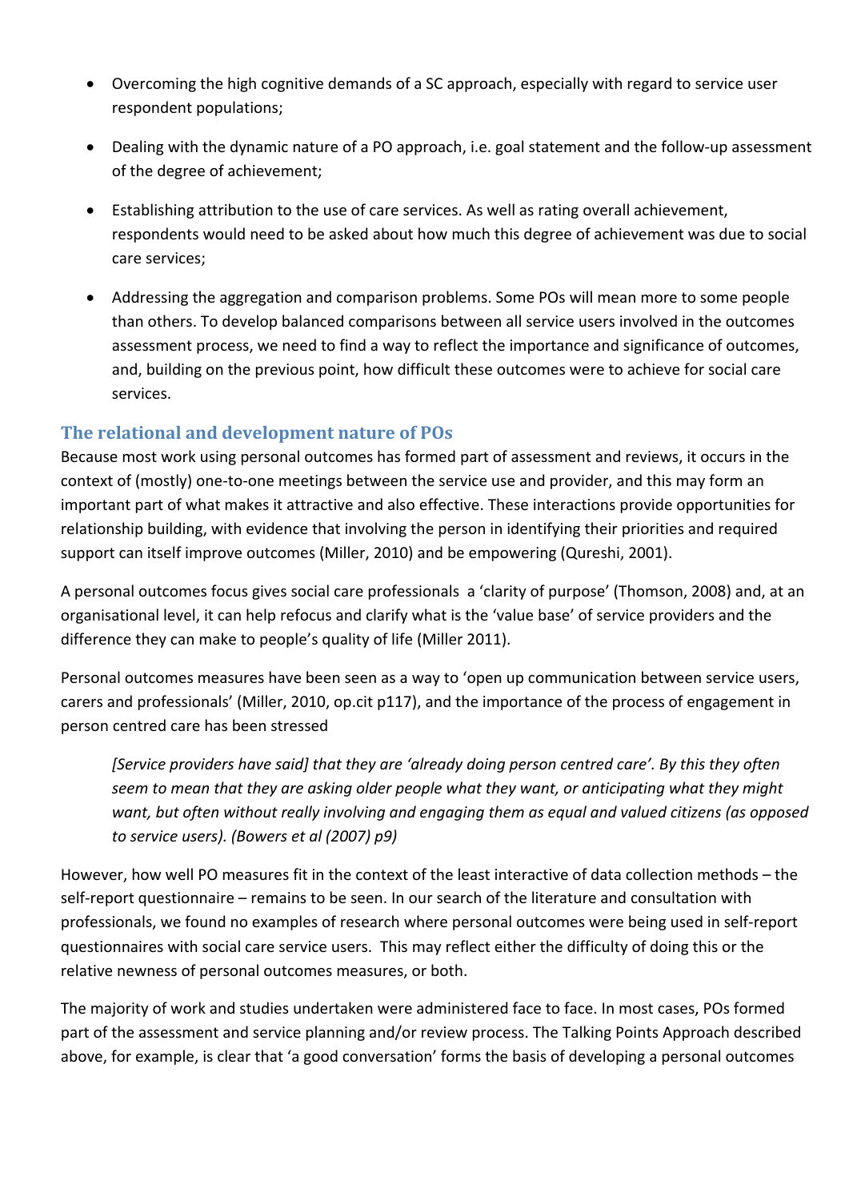- Overcoming the high cognitive demands of a SC approach, especially with regard to service user respondent populations;
- Dealing with the dynamic nature of a PO approach, i.e. goal statement and the follow-up assessment of the degree of achievement;
- Establishing attribution to the use of care services. As well as rating overall achievement, respondents would need to be asked about how much this degree of achievement was due to social care services;
- Addressing the aggregation and comparison problems. Some POs will mean more to some people than others. To develop balanced comparisons between all service users involved in the outcomes assessment process, we need to find a way to reflect the importance and significance of outcomes, and, building on the previous point, how difficult these outcomes were to achieve for social care services.

## The relational and development nature of POs

Because most work using personal outcomes has formed part of assessment and reviews, it occurs in the context of (mostly) one-to-one meetings between the service use and provider, and this may form an important part of what makes it attractive and also effective. These interactions provide opportunities for relationship building, with evidence that involving the person in identifying their priorities and required support can itself improve outcomes (Miller, 2010) and be empowering (Qureshi, 2001).

A personal outcomes focus gives social care professionals a 'clarity of purpose' (Thomson, 2008) and, at an organisational level, it can help refocus and clarify what is the 'value base' of service providers and the difference they can make to people's quality of life (Miller 2011).

Personal outcomes measures have been seen as a way to 'open up communication between service users, carers and professionals' (Miller, 2010, op.cit p117), and the importance of the process of engagement in person centred care has been stressed

> *[Service providers have said] that they are 'already doing person centred care'. By this they often seem to mean that they are asking older people what they want, or anticipating what they might want, but often without really involving and engaging them as equal and valued citizens (as opposed to service users). (Bowers et al (2007) p9)*

However, how well PO measures fit in the context of the least interactive of data collection methods – the self-report questionnaire – remains to be seen. In our search of the literature and consultation with professionals, we found no examples of research where personal outcomes were being used in self-report questionnaires with social care service users. This may reflect either the difficulty of doing this or the relative newness of personal outcomes measures, or both.

The majority of work and studies undertaken were administered face to face. In most cases, POs formed part of the assessment and service planning and/or review process. The Talking Points Approach described above, for example, is clear that 'a good conversation' forms the basis of developing a personal outcomes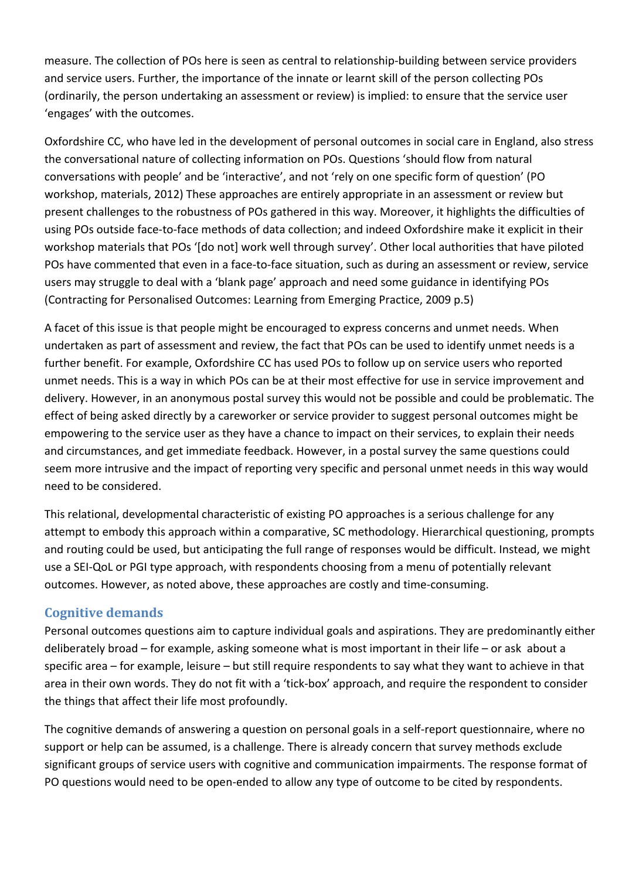measure. The collection of POs here is seen as central to relationship-building between service providers and service users. Further, the importance of the innate or learnt skill of the person collecting POs (ordinarily, the person undertaking an assessment or review) is implied: to ensure that the service user 'engages' with the outcomes.

Oxfordshire CC, who have led in the development of personal outcomes in social care in England, also stress the conversational nature of collecting information on POs. Questions 'should flow from natural conversations with people' and be 'interactive', and not 'rely on one specific form of question' (PO workshop, materials, 2012) These approaches are entirely appropriate in an assessment or review but present challenges to the robustness of POs gathered in this way. Moreover, it highlights the difficulties of using POs outside face-to-face methods of data collection; and indeed Oxfordshire make it explicit in their workshop materials that POs '[do not] work well through survey'. Other local authorities that have piloted POs have commented that even in a face-to-face situation, such as during an assessment or review, service users may struggle to deal with a 'blank page' approach and need some guidance in identifying POs (Contracting for Personalised Outcomes: Learning from Emerging Practice, 2009 p.5)

A facet of this issue is that people might be encouraged to express concerns and unmet needs. When undertaken as part of assessment and review, the fact that POs can be used to identify unmet needs is a further benefit. For example, Oxfordshire CC has used POs to follow up on service users who reported unmet needs. This is a way in which POs can be at their most effective for use in service improvement and delivery. However, in an anonymous postal survey this would not be possible and could be problematic. The effect of being asked directly by a careworker or service provider to suggest personal outcomes might be empowering to the service user as they have a chance to impact on their services, to explain their needs and circumstances, and get immediate feedback. However, in a postal survey the same questions could seem more intrusive and the impact of reporting very specific and personal unmet needs in this way would need to be considered.

This relational, developmental characteristic of existing PO approaches is a serious challenge for any attempt to embody this approach within a comparative, SC methodology. Hierarchical questioning, prompts and routing could be used, but anticipating the full range of responses would be difficult. Instead, we might use a SEI-QoL or PGI type approach, with respondents choosing from a menu of potentially relevant outcomes. However, as noted above, these approaches are costly and time-consuming.

## Cognitive demands

Personal outcomes questions aim to capture individual goals and aspirations. They are predominantly either deliberately broad – for example, asking someone what is most important in their life – or ask about a specific area – for example, leisure – but still require respondents to say what they want to achieve in that area in their own words. They do not fit with a 'tick-box' approach, and require the respondent to consider the things that affect their life most profoundly.

The cognitive demands of answering a question on personal goals in a self-report questionnaire, where no support or help can be assumed, is a challenge. There is already concern that survey methods exclude significant groups of service users with cognitive and communication impairments. The response format of PO questions would need to be open-ended to allow any type of outcome to be cited by respondents.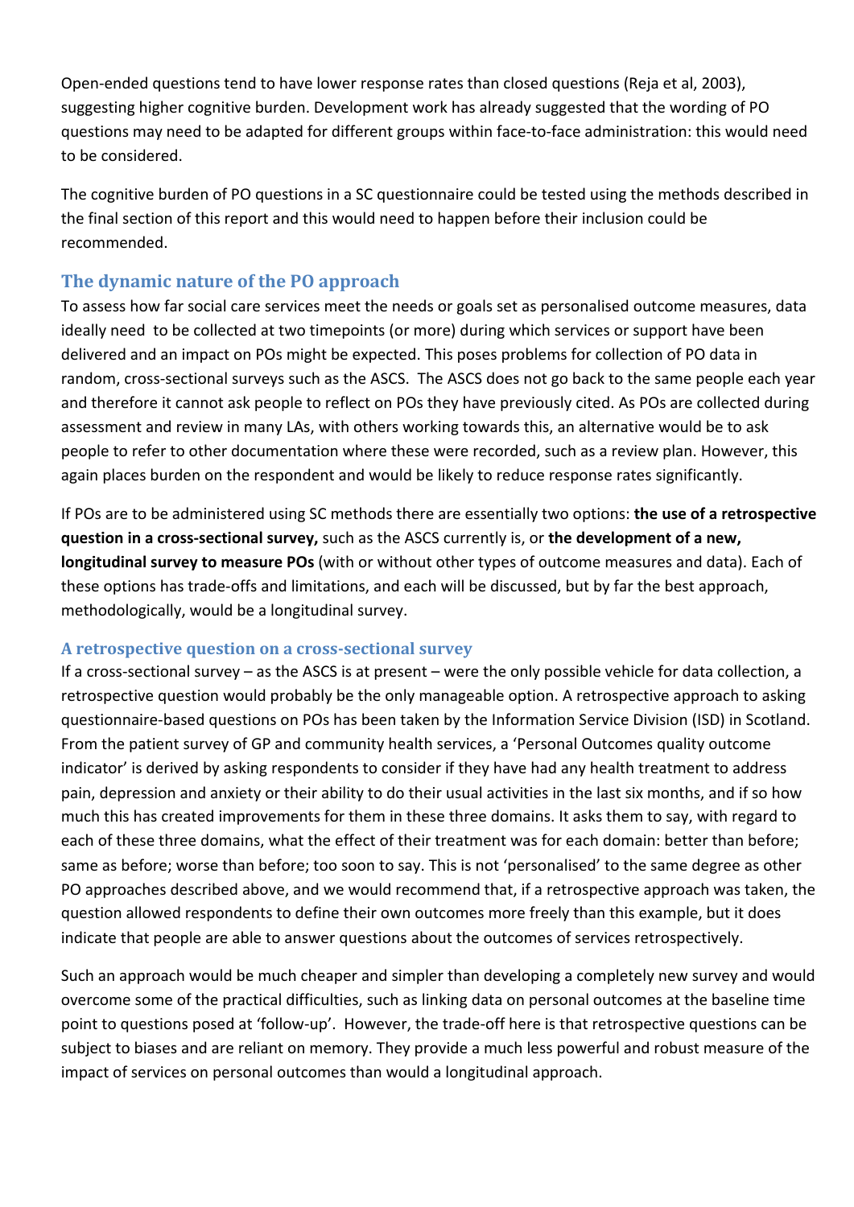Open-ended questions tend to have lower response rates than closed questions (Reja et al, 2003), suggesting higher cognitive burden. Development work has already suggested that the wording of PO questions may need to be adapted for different groups within face-to-face administration: this would need to be considered.

The cognitive burden of PO questions in a SC questionnaire could be tested using the methods described in the final section of this report and this would need to happen before their inclusion could be recommended.

## The dynamic nature of the PO approach

To assess how far social care services meet the needs or goals set as personalised outcome measures, data ideally need to be collected at two timepoints (or more) during which services or support have been delivered and an impact on POs might be expected. This poses problems for collection of PO data in random, cross-sectional surveys such as the ASCS. The ASCS does not go back to the same people each year and therefore it cannot ask people to reflect on POs they have previously cited. As POs are collected during assessment and review in many LAs, with others working towards this, an alternative would be to ask people to refer to other documentation where these were recorded, such as a review plan. However, this again places burden on the respondent and would be likely to reduce response rates significantly.

If POs are to be administered using SC methods there are essentially two options: **the use of a retrospective question in a cross-sectional survey,** such as the ASCS currently is, or **the development of a new, longitudinal survey to measure POs** (with or without other types of outcome measures and data). Each of these options has trade-offs and limitations, and each will be discussed, but by far the best approach, methodologically, would be a longitudinal survey.

### A retrospective question on a cross-sectional survey

If a cross-sectional survey – as the ASCS is at present – were the only possible vehicle for data collection, a retrospective question would probably be the only manageable option. A retrospective approach to asking questionnaire-based questions on POs has been taken by the Information Service Division (ISD) in Scotland. From the patient survey of GP and community health services, a 'Personal Outcomes quality outcome indicator' is derived by asking respondents to consider if they have had any health treatment to address pain, depression and anxiety or their ability to do their usual activities in the last six months, and if so how much this has created improvements for them in these three domains. It asks them to say, with regard to each of these three domains, what the effect of their treatment was for each domain: better than before; same as before; worse than before; too soon to say. This is not 'personalised' to the same degree as other PO approaches described above, and we would recommend that, if a retrospective approach was taken, the question allowed respondents to define their own outcomes more freely than this example, but it does indicate that people are able to answer questions about the outcomes of services retrospectively.

Such an approach would be much cheaper and simpler than developing a completely new survey and would overcome some of the practical difficulties, such as linking data on personal outcomes at the baseline time point to questions posed at 'follow-up'. However, the trade-off here is that retrospective questions can be subject to biases and are reliant on memory. They provide a much less powerful and robust measure of the impact of services on personal outcomes than would a longitudinal approach.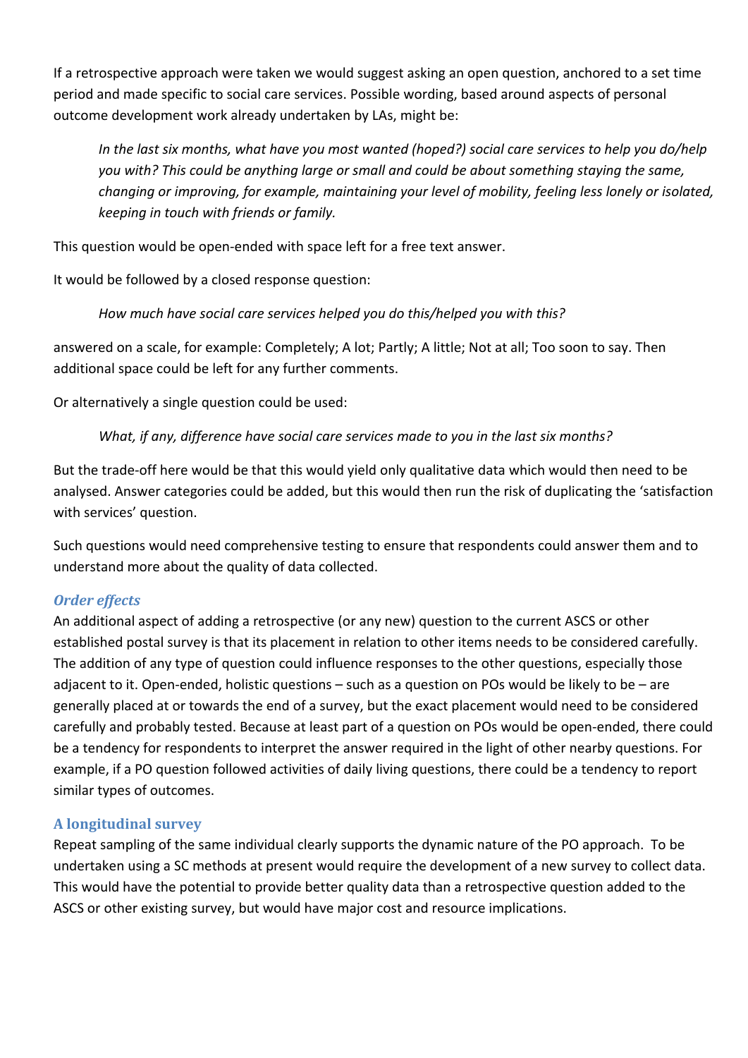If a retrospective approach were taken we would suggest asking an open question, anchored to a set time period and made specific to social care services. Possible wording, based around aspects of personal outcome development work already undertaken by LAs, might be:

> *In the last six months, what have you most wanted (hoped?) social care services to help you do/help you with? This could be anything large or small and could be about something staying the same, changing or improving, for example, maintaining your level of mobility, feeling less lonely or isolated, keeping in touch with friends or family.*

This question would be open-ended with space left for a free text answer.

It would be followed by a closed response question:

> *How much have social care services helped you do this/helped you with this?*

answered on a scale, for example: Completely; A lot; Partly; A little; Not at all; Too soon to say. Then additional space could be left for any further comments.

Or alternatively a single question could be used:

> *What, if any, difference have social care services made to you in the last six months?*

But the trade-off here would be that this would yield only qualitative data which would then need to be analysed. Answer categories could be added, but this would then run the risk of duplicating the 'satisfaction with services' question.

Such questions would need comprehensive testing to ensure that respondents could answer them and to understand more about the quality of data collected.

### *Order effects*

An additional aspect of adding a retrospective (or any new) question to the current ASCS or other established postal survey is that its placement in relation to other items needs to be considered carefully. The addition of any type of question could influence responses to the other questions, especially those adjacent to it. Open-ended, holistic questions – such as a question on POs would be likely to be – are generally placed at or towards the end of a survey, but the exact placement would need to be considered carefully and probably tested. Because at least part of a question on POs would be open-ended, there could be a tendency for respondents to interpret the answer required in the light of other nearby questions. For example, if a PO question followed activities of daily living questions, there could be a tendency to report similar types of outcomes.

## A longitudinal survey

Repeat sampling of the same individual clearly supports the dynamic nature of the PO approach. To be undertaken using a SC methods at present would require the development of a new survey to collect data. This would have the potential to provide better quality data than a retrospective question added to the ASCS or other existing survey, but would have major cost and resource implications.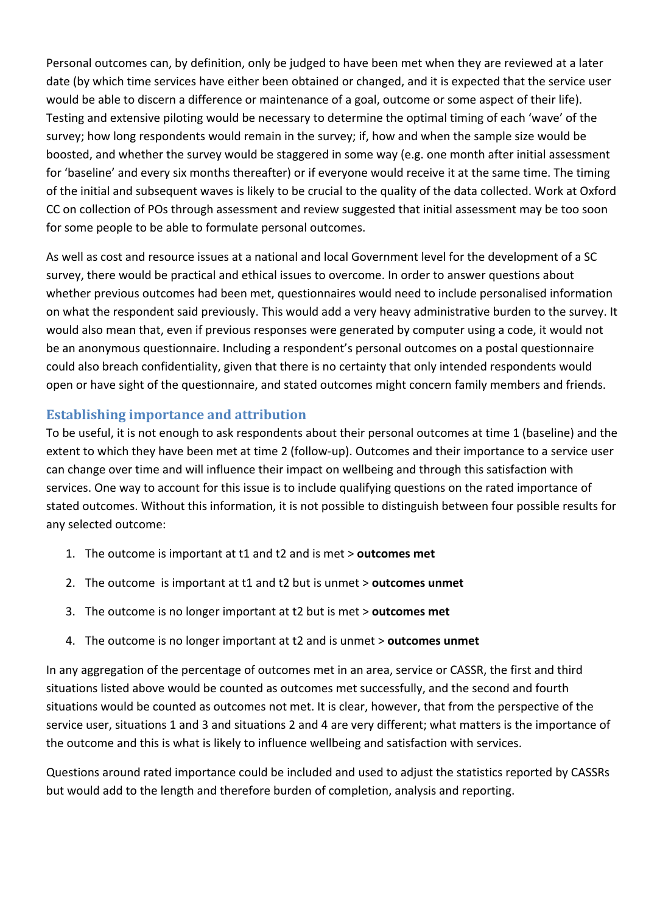Personal outcomes can, by definition, only be judged to have been met when they are reviewed at a later date (by which time services have either been obtained or changed, and it is expected that the service user would be able to discern a difference or maintenance of a goal, outcome or some aspect of their life). Testing and extensive piloting would be necessary to determine the optimal timing of each 'wave' of the survey; how long respondents would remain in the survey; if, how and when the sample size would be boosted, and whether the survey would be staggered in some way (e.g. one month after initial assessment for 'baseline' and every six months thereafter) or if everyone would receive it at the same time. The timing of the initial and subsequent waves is likely to be crucial to the quality of the data collected. Work at Oxford CC on collection of POs through assessment and review suggested that initial assessment may be too soon for some people to be able to formulate personal outcomes.

As well as cost and resource issues at a national and local Government level for the development of a SC survey, there would be practical and ethical issues to overcome. In order to answer questions about whether previous outcomes had been met, questionnaires would need to include personalised information on what the respondent said previously. This would add a very heavy administrative burden to the survey. It would also mean that, even if previous responses were generated by computer using a code, it would not be an anonymous questionnaire. Including a respondent's personal outcomes on a postal questionnaire could also breach confidentiality, given that there is no certainty that only intended respondents would open or have sight of the questionnaire, and stated outcomes might concern family members and friends.

### Establishing importance and attribution

To be useful, it is not enough to ask respondents about their personal outcomes at time 1 (baseline) and the extent to which they have been met at time 2 (follow-up). Outcomes and their importance to a service user can change over time and will influence their impact on wellbeing and through this satisfaction with services. One way to account for this issue is to include qualifying questions on the rated importance of stated outcomes. Without this information, it is not possible to distinguish between four possible results for any selected outcome:

1. The outcome is important at t1 and t2 and is met > **outcomes met**
2. The outcome is important at t1 and t2 but is unmet > **outcomes unmet**
3. The outcome is no longer important at t2 but is met > **outcomes met**
4. The outcome is no longer important at t2 and is unmet > **outcomes unmet**

In any aggregation of the percentage of outcomes met in an area, service or CASSR, the first and third situations listed above would be counted as outcomes met successfully, and the second and fourth situations would be counted as outcomes not met. It is clear, however, that from the perspective of the service user, situations 1 and 3 and situations 2 and 4 are very different; what matters is the importance of the outcome and this is what is likely to influence wellbeing and satisfaction with services.

Questions around rated importance could be included and used to adjust the statistics reported by CASSRs but would add to the length and therefore burden of completion, analysis and reporting.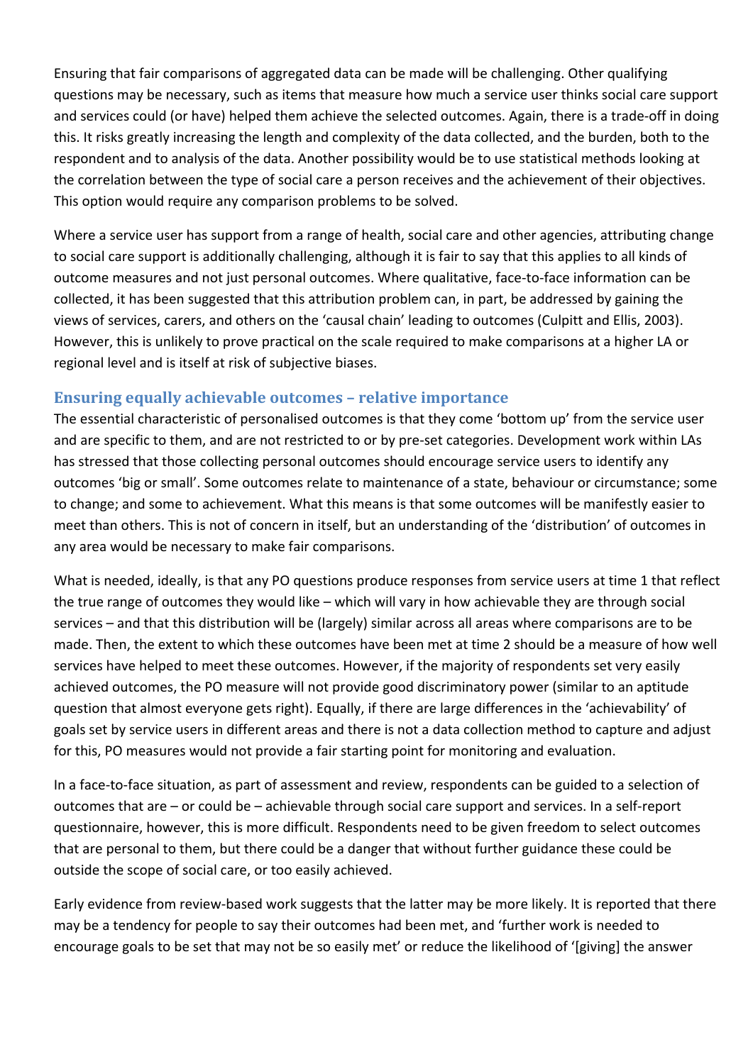Ensuring that fair comparisons of aggregated data can be made will be challenging. Other qualifying questions may be necessary, such as items that measure how much a service user thinks social care support and services could (or have) helped them achieve the selected outcomes. Again, there is a trade-off in doing this. It risks greatly increasing the length and complexity of the data collected, and the burden, both to the respondent and to analysis of the data. Another possibility would be to use statistical methods looking at the correlation between the type of social care a person receives and the achievement of their objectives. This option would require any comparison problems to be solved.

Where a service user has support from a range of health, social care and other agencies, attributing change to social care support is additionally challenging, although it is fair to say that this applies to all kinds of outcome measures and not just personal outcomes. Where qualitative, face-to-face information can be collected, it has been suggested that this attribution problem can, in part, be addressed by gaining the views of services, carers, and others on the 'causal chain' leading to outcomes (Culpitt and Ellis, 2003). However, this is unlikely to prove practical on the scale required to make comparisons at a higher LA or regional level and is itself at risk of subjective biases.

### Ensuring equally achievable outcomes – relative importance

The essential characteristic of personalised outcomes is that they come 'bottom up' from the service user and are specific to them, and are not restricted to or by pre-set categories. Development work within LAs has stressed that those collecting personal outcomes should encourage service users to identify any outcomes 'big or small'. Some outcomes relate to maintenance of a state, behaviour or circumstance; some to change; and some to achievement. What this means is that some outcomes will be manifestly easier to meet than others. This is not of concern in itself, but an understanding of the 'distribution' of outcomes in any area would be necessary to make fair comparisons.

What is needed, ideally, is that any PO questions produce responses from service users at time 1 that reflect the true range of outcomes they would like – which will vary in how achievable they are through social services – and that this distribution will be (largely) similar across all areas where comparisons are to be made. Then, the extent to which these outcomes have been met at time 2 should be a measure of how well services have helped to meet these outcomes. However, if the majority of respondents set very easily achieved outcomes, the PO measure will not provide good discriminatory power (similar to an aptitude question that almost everyone gets right). Equally, if there are large differences in the 'achievability' of goals set by service users in different areas and there is not a data collection method to capture and adjust for this, PO measures would not provide a fair starting point for monitoring and evaluation.

In a face-to-face situation, as part of assessment and review, respondents can be guided to a selection of outcomes that are – or could be – achievable through social care support and services. In a self-report questionnaire, however, this is more difficult. Respondents need to be given freedom to select outcomes that are personal to them, but there could be a danger that without further guidance these could be outside the scope of social care, or too easily achieved.

Early evidence from review-based work suggests that the latter may be more likely. It is reported that there may be a tendency for people to say their outcomes had been met, and 'further work is needed to encourage goals to be set that may not be so easily met' or reduce the likelihood of '[giving] the answer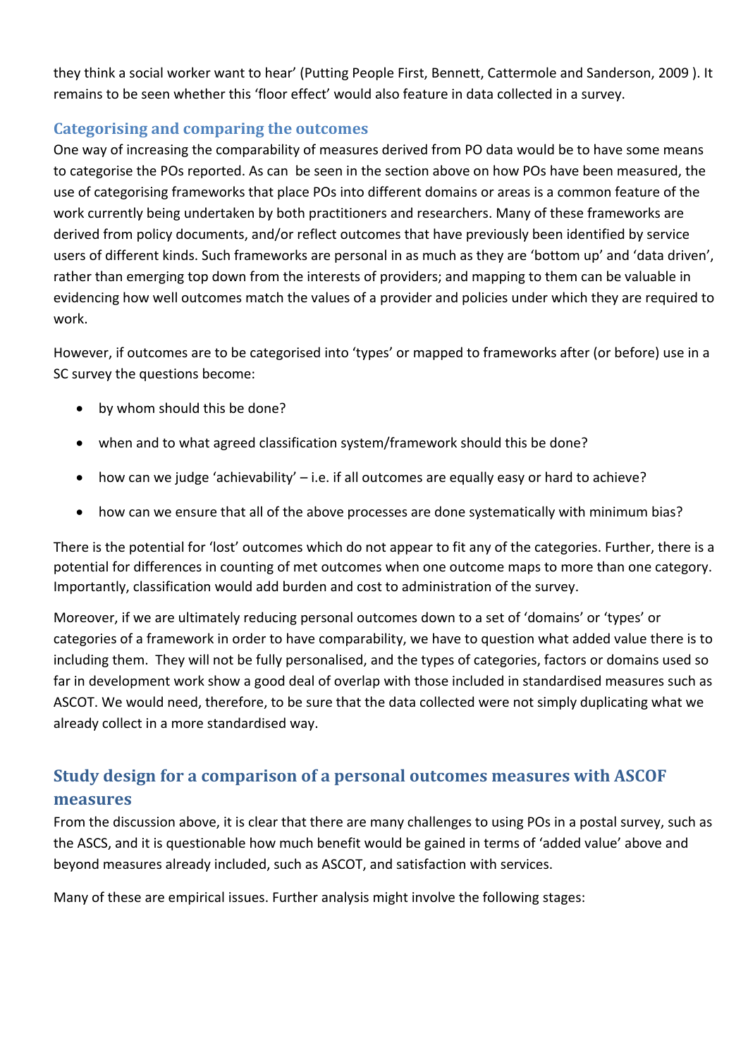they think a social worker want to hear' (Putting People First, Bennett, Cattermole and Sanderson, 2009 ). It remains to be seen whether this 'floor effect' would also feature in data collected in a survey.

### Categorising and comparing the outcomes

One way of increasing the comparability of measures derived from PO data would be to have some means to categorise the POs reported. As can be seen in the section above on how POs have been measured, the use of categorising frameworks that place POs into different domains or areas is a common feature of the work currently being undertaken by both practitioners and researchers. Many of these frameworks are derived from policy documents, and/or reflect outcomes that have previously been identified by service users of different kinds. Such frameworks are personal in as much as they are 'bottom up' and 'data driven', rather than emerging top down from the interests of providers; and mapping to them can be valuable in evidencing how well outcomes match the values of a provider and policies under which they are required to work.

However, if outcomes are to be categorised into 'types' or mapped to frameworks after (or before) use in a SC survey the questions become:

- by whom should this be done?
- when and to what agreed classification system/framework should this be done?
- how can we judge 'achievability' – i.e. if all outcomes are equally easy or hard to achieve?
- how can we ensure that all of the above processes are done systematically with minimum bias?

There is the potential for 'lost' outcomes which do not appear to fit any of the categories. Further, there is a potential for differences in counting of met outcomes when one outcome maps to more than one category. Importantly, classification would add burden and cost to administration of the survey.

Moreover, if we are ultimately reducing personal outcomes down to a set of 'domains' or 'types' or categories of a framework in order to have comparability, we have to question what added value there is to including them. They will not be fully personalised, and the types of categories, factors or domains used so far in development work show a good deal of overlap with those included in standardised measures such as ASCOT. We would need, therefore, to be sure that the data collected were not simply duplicating what we already collect in a more standardised way.

## Study design for a comparison of a personal outcomes measures with ASCOF measures

From the discussion above, it is clear that there are many challenges to using POs in a postal survey, such as the ASCS, and it is questionable how much benefit would be gained in terms of 'added value' above and beyond measures already included, such as ASCOT, and satisfaction with services.

Many of these are empirical issues. Further analysis might involve the following stages: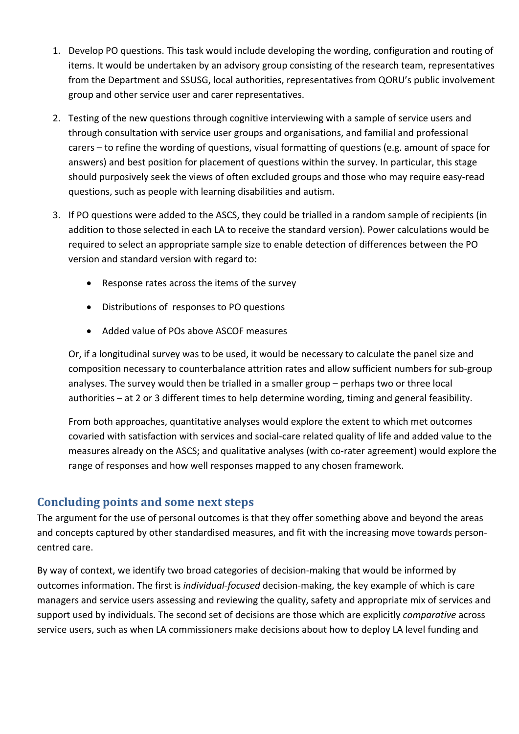1. Develop PO questions. This task would include developing the wording, configuration and routing of items. It would be undertaken by an advisory group consisting of the research team, representatives from the Department and SSUSG, local authorities, representatives from QORU's public involvement group and other service user and carer representatives.

2. Testing of the new questions through cognitive interviewing with a sample of service users and through consultation with service user groups and organisations, and familial and professional carers – to refine the wording of questions, visual formatting of questions (e.g. amount of space for answers) and best position for placement of questions within the survey. In particular, this stage should purposively seek the views of often excluded groups and those who may require easy-read questions, such as people with learning disabilities and autism.

3. If PO questions were added to the ASCS, they could be trialled in a random sample of recipients (in addition to those selected in each LA to receive the standard version). Power calculations would be required to select an appropriate sample size to enable detection of differences between the PO version and standard version with regard to:

    - Response rates across the items of the survey
    - Distributions of responses to PO questions
    - Added value of POs above ASCOF measures

    Or, if a longitudinal survey was to be used, it would be necessary to calculate the panel size and composition necessary to counterbalance attrition rates and allow sufficient numbers for sub-group analyses. The survey would then be trialled in a smaller group – perhaps two or three local authorities – at 2 or 3 different times to help determine wording, timing and general feasibility.

    From both approaches, quantitative analyses would explore the extent to which met outcomes covaried with satisfaction with services and social-care related quality of life and added value to the measures already on the ASCS; and qualitative analyses (with co-rater agreement) would explore the range of responses and how well responses mapped to any chosen framework.

## Concluding points and some next steps

The argument for the use of personal outcomes is that they offer something above and beyond the areas and concepts captured by other standardised measures, and fit with the increasing move towards person-centred care.

By way of context, we identify two broad categories of decision-making that would be informed by outcomes information. The first is *individual-focused* decision-making, the key example of which is care managers and service users assessing and reviewing the quality, safety and appropriate mix of services and support used by individuals. The second set of decisions are those which are explicitly *comparative* across service users, such as when LA commissioners make decisions about how to deploy LA level funding and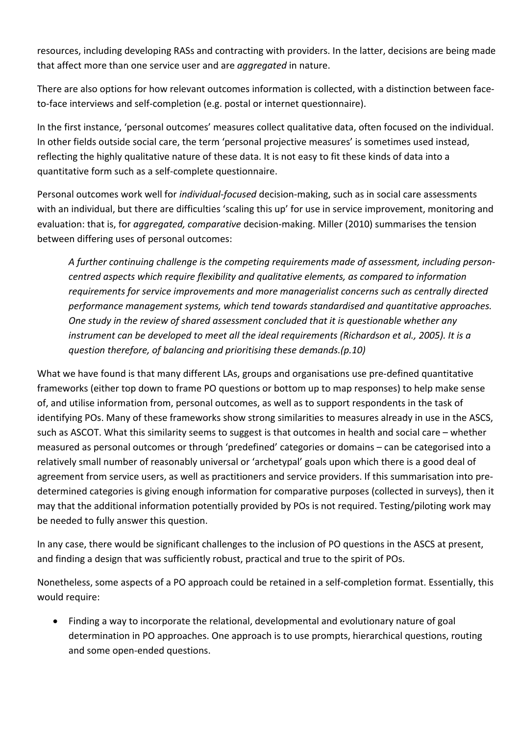resources, including developing RASs and contracting with providers. In the latter, decisions are being made that affect more than one service user and are *aggregated* in nature.

There are also options for how relevant outcomes information is collected, with a distinction between face-to-face interviews and self-completion (e.g. postal or internet questionnaire).

In the first instance, 'personal outcomes' measures collect qualitative data, often focused on the individual. In other fields outside social care, the term 'personal projective measures' is sometimes used instead, reflecting the highly qualitative nature of these data. It is not easy to fit these kinds of data into a quantitative form such as a self-complete questionnaire.

Personal outcomes work well for *individual-focused* decision-making, such as in social care assessments with an individual, but there are difficulties 'scaling this up' for use in service improvement, monitoring and evaluation: that is, for *aggregated, comparative* decision-making. Miller (2010) summarises the tension between differing uses of personal outcomes:

> *A further continuing challenge is the competing requirements made of assessment, including person-centred aspects which require flexibility and qualitative elements, as compared to information requirements for service improvements and more managerialist concerns such as centrally directed performance management systems, which tend towards standardised and quantitative approaches. One study in the review of shared assessment concluded that it is questionable whether any instrument can be developed to meet all the ideal requirements (Richardson et al., 2005). It is a question therefore, of balancing and prioritising these demands.(p.10)*

What we have found is that many different LAs, groups and organisations use pre-defined quantitative frameworks (either top down to frame PO questions or bottom up to map responses) to help make sense of, and utilise information from, personal outcomes, as well as to support respondents in the task of identifying POs. Many of these frameworks show strong similarities to measures already in use in the ASCS, such as ASCOT. What this similarity seems to suggest is that outcomes in health and social care – whether measured as personal outcomes or through 'predefined' categories or domains – can be categorised into a relatively small number of reasonably universal or 'archetypal' goals upon which there is a good deal of agreement from service users, as well as practitioners and service providers. If this summarisation into pre-determined categories is giving enough information for comparative purposes (collected in surveys), then it may that the additional information potentially provided by POs is not required. Testing/piloting work may be needed to fully answer this question.

In any case, there would be significant challenges to the inclusion of PO questions in the ASCS at present, and finding a design that was sufficiently robust, practical and true to the spirit of POs.

Nonetheless, some aspects of a PO approach could be retained in a self-completion format. Essentially, this would require:

- Finding a way to incorporate the relational, developmental and evolutionary nature of goal determination in PO approaches. One approach is to use prompts, hierarchical questions, routing and some open-ended questions.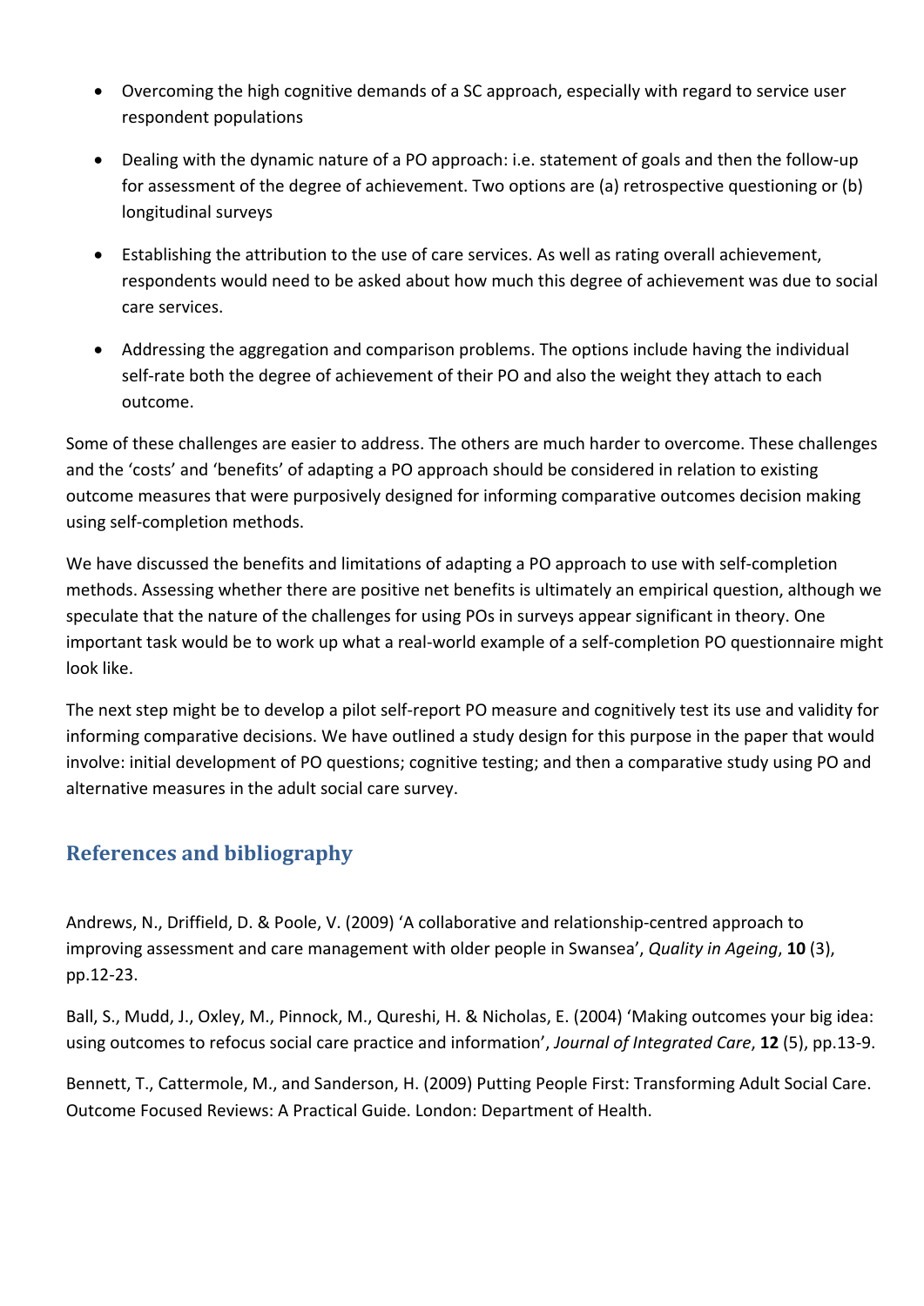- Overcoming the high cognitive demands of a SC approach, especially with regard to service user respondent populations

- Dealing with the dynamic nature of a PO approach: i.e. statement of goals and then the follow-up for assessment of the degree of achievement. Two options are (a) retrospective questioning or (b) longitudinal surveys

- Establishing the attribution to the use of care services. As well as rating overall achievement, respondents would need to be asked about how much this degree of achievement was due to social care services.

- Addressing the aggregation and comparison problems. The options include having the individual self-rate both the degree of achievement of their PO and also the weight they attach to each outcome.

Some of these challenges are easier to address. The others are much harder to overcome. These challenges and the 'costs' and 'benefits' of adapting a PO approach should be considered in relation to existing outcome measures that were purposively designed for informing comparative outcomes decision making using self-completion methods.

We have discussed the benefits and limitations of adapting a PO approach to use with self-completion methods. Assessing whether there are positive net benefits is ultimately an empirical question, although we speculate that the nature of the challenges for using POs in surveys appear significant in theory. One important task would be to work up what a real-world example of a self-completion PO questionnaire might look like.

The next step might be to develop a pilot self-report PO measure and cognitively test its use and validity for informing comparative decisions. We have outlined a study design for this purpose in the paper that would involve: initial development of PO questions; cognitive testing; and then a comparative study using PO and alternative measures in the adult social care survey.

## References and bibliography

Andrews, N., Driffield, D. & Poole, V. (2009) 'A collaborative and relationship-centred approach to improving assessment and care management with older people in Swansea', *Quality in Ageing*, **10** (3), pp.12-23.

Ball, S., Mudd, J., Oxley, M., Pinnock, M., Qureshi, H. & Nicholas, E. (2004) 'Making outcomes your big idea: using outcomes to refocus social care practice and information', *Journal of Integrated Care*, **12** (5), pp.13-9.

Bennett, T., Cattermole, M., and Sanderson, H. (2009) Putting People First: Transforming Adult Social Care. Outcome Focused Reviews: A Practical Guide. London: Department of Health.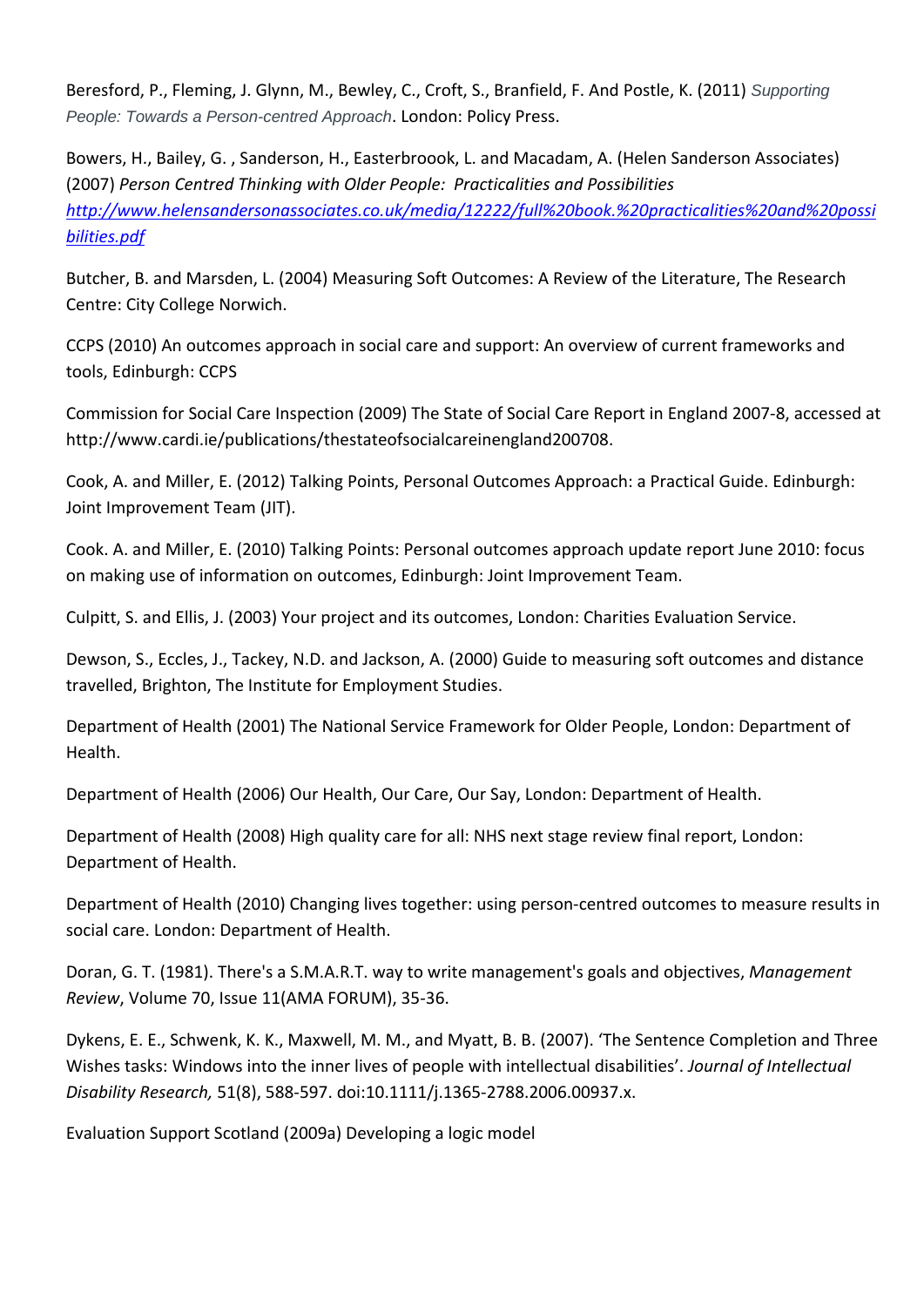Beresford, P., Fleming, J. Glynn, M., Bewley, C., Croft, S., Branfield, F. And Postle, K. (2011) *Supporting People: Towards a Person-centred Approach*. London: Policy Press.

Bowers, H., Bailey, G. , Sanderson, H., Easterbroook, L. and Macadam, A. (Helen Sanderson Associates) (2007) *Person Centred Thinking with Older People: Practicalities and Possibilities* [http://www.helensandersonassociates.co.uk/media/12222/full%20book.%20practicalities%20and%20possibilities.pdf](http://www.helensandersonassociates.co.uk/media/12222/full%20book.%20practicalities%20and%20possibilities.pdf)

Butcher, B. and Marsden, L. (2004) Measuring Soft Outcomes: A Review of the Literature, The Research Centre: City College Norwich.

CCPS (2010) An outcomes approach in social care and support: An overview of current frameworks and tools, Edinburgh: CCPS

Commission for Social Care Inspection (2009) The State of Social Care Report in England 2007-8, accessed at http://www.cardi.ie/publications/thestateofsocialcareinengland200708.

Cook, A. and Miller, E. (2012) Talking Points, Personal Outcomes Approach: a Practical Guide. Edinburgh: Joint Improvement Team (JIT).

Cook. A. and Miller, E. (2010) Talking Points: Personal outcomes approach update report June 2010: focus on making use of information on outcomes, Edinburgh: Joint Improvement Team.

Culpitt, S. and Ellis, J. (2003) Your project and its outcomes, London: Charities Evaluation Service.

Dewson, S., Eccles, J., Tackey, N.D. and Jackson, A. (2000) Guide to measuring soft outcomes and distance travelled, Brighton, The Institute for Employment Studies.

Department of Health (2001) The National Service Framework for Older People, London: Department of Health.

Department of Health (2006) Our Health, Our Care, Our Say, London: Department of Health.

Department of Health (2008) High quality care for all: NHS next stage review final report, London: Department of Health.

Department of Health (2010) Changing lives together: using person-centred outcomes to measure results in social care. London: Department of Health.

Doran, G. T. (1981). There's a S.M.A.R.T. way to write management's goals and objectives, *Management Review*, Volume 70, Issue 11(AMA FORUM), 35-36.

Dykens, E. E., Schwenk, K. K., Maxwell, M. M., and Myatt, B. B. (2007). 'The Sentence Completion and Three Wishes tasks: Windows into the inner lives of people with intellectual disabilities'. *Journal of Intellectual Disability Research,* 51(8), 588-597. doi:10.1111/j.1365-2788.2006.00937.x.

Evaluation Support Scotland (2009a) Developing a logic model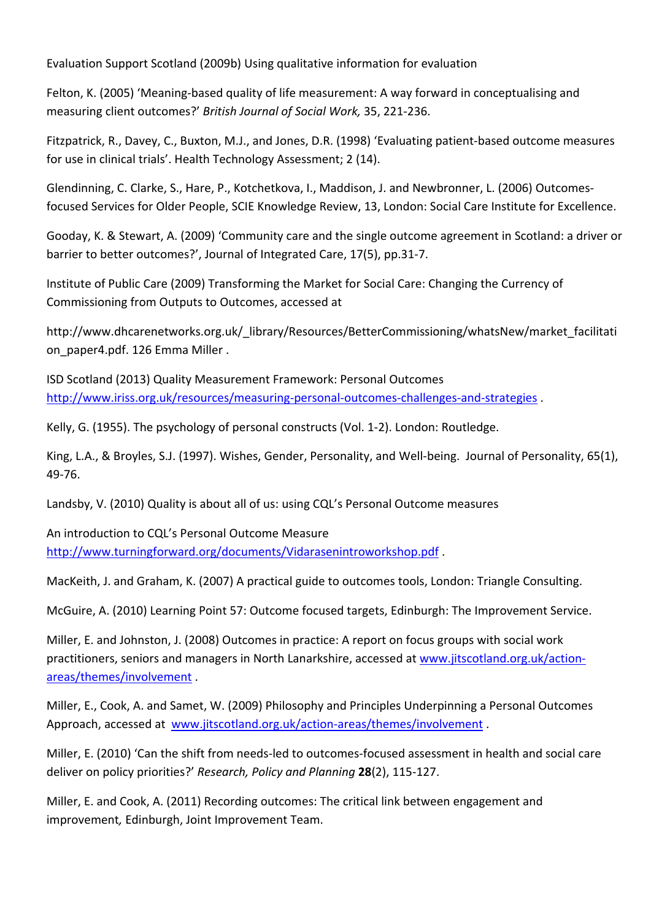Evaluation Support Scotland (2009b) Using qualitative information for evaluation

Felton, K. (2005) 'Meaning-based quality of life measurement: A way forward in conceptualising and measuring client outcomes?' *British Journal of Social Work,* 35, 221-236.

Fitzpatrick, R., Davey, C., Buxton, M.J., and Jones, D.R. (1998) 'Evaluating patient-based outcome measures for use in clinical trials'. Health Technology Assessment; 2 (14).

Glendinning, C. Clarke, S., Hare, P., Kotchetkova, I., Maddison, J. and Newbronner, L. (2006) Outcomes-focused Services for Older People, SCIE Knowledge Review, 13, London: Social Care Institute for Excellence.

Gooday, K. & Stewart, A. (2009) 'Community care and the single outcome agreement in Scotland: a driver or barrier to better outcomes?', Journal of Integrated Care, 17(5), pp.31-7.

Institute of Public Care (2009) Transforming the Market for Social Care: Changing the Currency of Commissioning from Outputs to Outcomes, accessed at

http://www.dhcarenetworks.org.uk/_library/Resources/BetterCommissioning/whatsNew/market_facilitation_paper4.pdf. 126 Emma Miller .

ISD Scotland (2013) Quality Measurement Framework: Personal Outcomes http://www.iriss.org.uk/resources/measuring-personal-outcomes-challenges-and-strategies .

Kelly, G. (1955). The psychology of personal constructs (Vol. 1-2). London: Routledge.

King, L.A., & Broyles, S.J. (1997). Wishes, Gender, Personality, and Well-being. Journal of Personality, 65(1), 49-76.

Landsby, V. (2010) Quality is about all of us: using CQL's Personal Outcome measures

An introduction to CQL's Personal Outcome Measure http://www.turningforward.org/documents/Vidarasenintroworkshop.pdf .

MacKeith, J. and Graham, K. (2007) A practical guide to outcomes tools, London: Triangle Consulting.

McGuire, A. (2010) Learning Point 57: Outcome focused targets, Edinburgh: The Improvement Service.

Miller, E. and Johnston, J. (2008) Outcomes in practice: A report on focus groups with social work practitioners, seniors and managers in North Lanarkshire, accessed at www.jitscotland.org.uk/action-areas/themes/involvement .

Miller, E., Cook, A. and Samet, W. (2009) Philosophy and Principles Underpinning a Personal Outcomes Approach, accessed at www.jitscotland.org.uk/action-areas/themes/involvement .

Miller, E. (2010) 'Can the shift from needs-led to outcomes-focused assessment in health and social care deliver on policy priorities?' *Research, Policy and Planning* **28**(2), 115-127.

Miller, E. and Cook, A. (2011) Recording outcomes: The critical link between engagement and improvement*,* Edinburgh, Joint Improvement Team.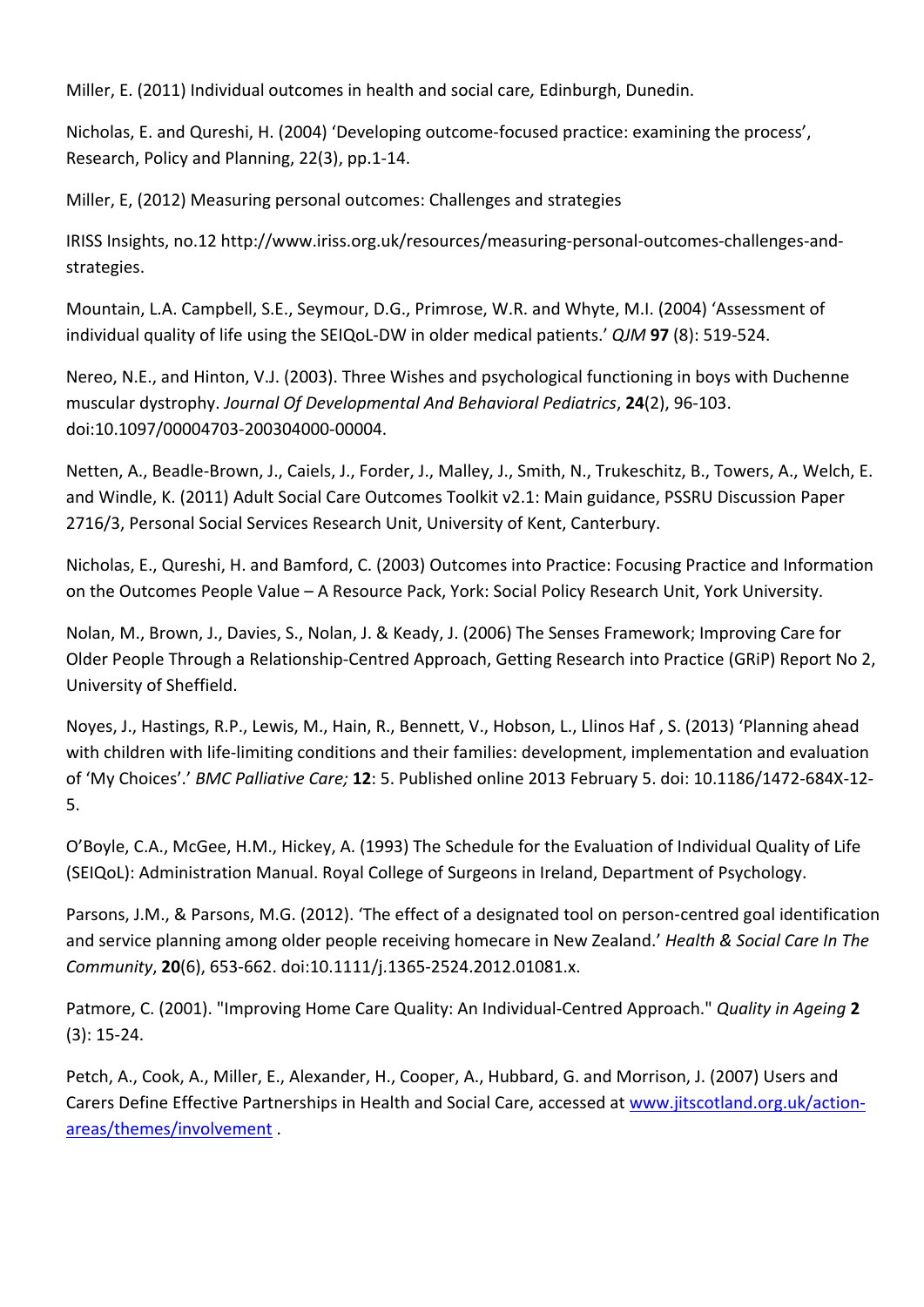Miller, E. (2011) Individual outcomes in health and social care*,* Edinburgh, Dunedin.

Nicholas, E. and Qureshi, H. (2004) 'Developing outcome-focused practice: examining the process', Research, Policy and Planning, 22(3), pp.1-14.

Miller, E, (2012) Measuring personal outcomes: Challenges and strategies

IRISS Insights, no.12 http://www.iriss.org.uk/resources/measuring-personal-outcomes-challenges-and-strategies.

Mountain, L.A. Campbell, S.E., Seymour, D.G., Primrose, W.R. and Whyte, M.I. (2004) 'Assessment of individual quality of life using the SEIQoL-DW in older medical patients.' *QJM* **97** (8): 519-524.

Nereo, N.E., and Hinton, V.J. (2003). Three Wishes and psychological functioning in boys with Duchenne muscular dystrophy. *Journal Of Developmental And Behavioral Pediatrics*, **24**(2), 96-103. doi:10.1097/00004703-200304000-00004.

Netten, A., Beadle-Brown, J., Caiels, J., Forder, J., Malley, J., Smith, N., Trukeschitz, B., Towers, A., Welch, E. and Windle, K. (2011) Adult Social Care Outcomes Toolkit v2.1: Main guidance, PSSRU Discussion Paper 2716/3, Personal Social Services Research Unit, University of Kent, Canterbury.

Nicholas, E., Qureshi, H. and Bamford, C. (2003) Outcomes into Practice: Focusing Practice and Information on the Outcomes People Value – A Resource Pack, York: Social Policy Research Unit, York University.

Nolan, M., Brown, J., Davies, S., Nolan, J. & Keady, J. (2006) The Senses Framework; Improving Care for Older People Through a Relationship-Centred Approach, Getting Research into Practice (GRiP) Report No 2, University of Sheffield.

Noyes, J., Hastings, R.P., Lewis, M., Hain, R., Bennett, V., Hobson, L., Llinos Haf , S. (2013) 'Planning ahead with children with life-limiting conditions and their families: development, implementation and evaluation of 'My Choices'.' *BMC Palliative Care;* **12**: 5. Published online 2013 February 5. doi: 10.1186/1472-684X-12-5.

O'Boyle, C.A., McGee, H.M., Hickey, A. (1993) The Schedule for the Evaluation of Individual Quality of Life (SEIQoL): Administration Manual. Royal College of Surgeons in Ireland, Department of Psychology.

Parsons, J.M., & Parsons, M.G. (2012). 'The effect of a designated tool on person-centred goal identification and service planning among older people receiving homecare in New Zealand.' *Health & Social Care In The Community*, **20**(6), 653-662. doi:10.1111/j.1365-2524.2012.01081.x.

Patmore, C. (2001). "Improving Home Care Quality: An Individual-Centred Approach." *Quality in Ageing* **2** (3): 15-24.

Petch, A., Cook, A., Miller, E., Alexander, H., Cooper, A., Hubbard, G. and Morrison, J. (2007) Users and Carers Define Effective Partnerships in Health and Social Care, accessed at www.jitscotland.org.uk/action-areas/themes/involvement .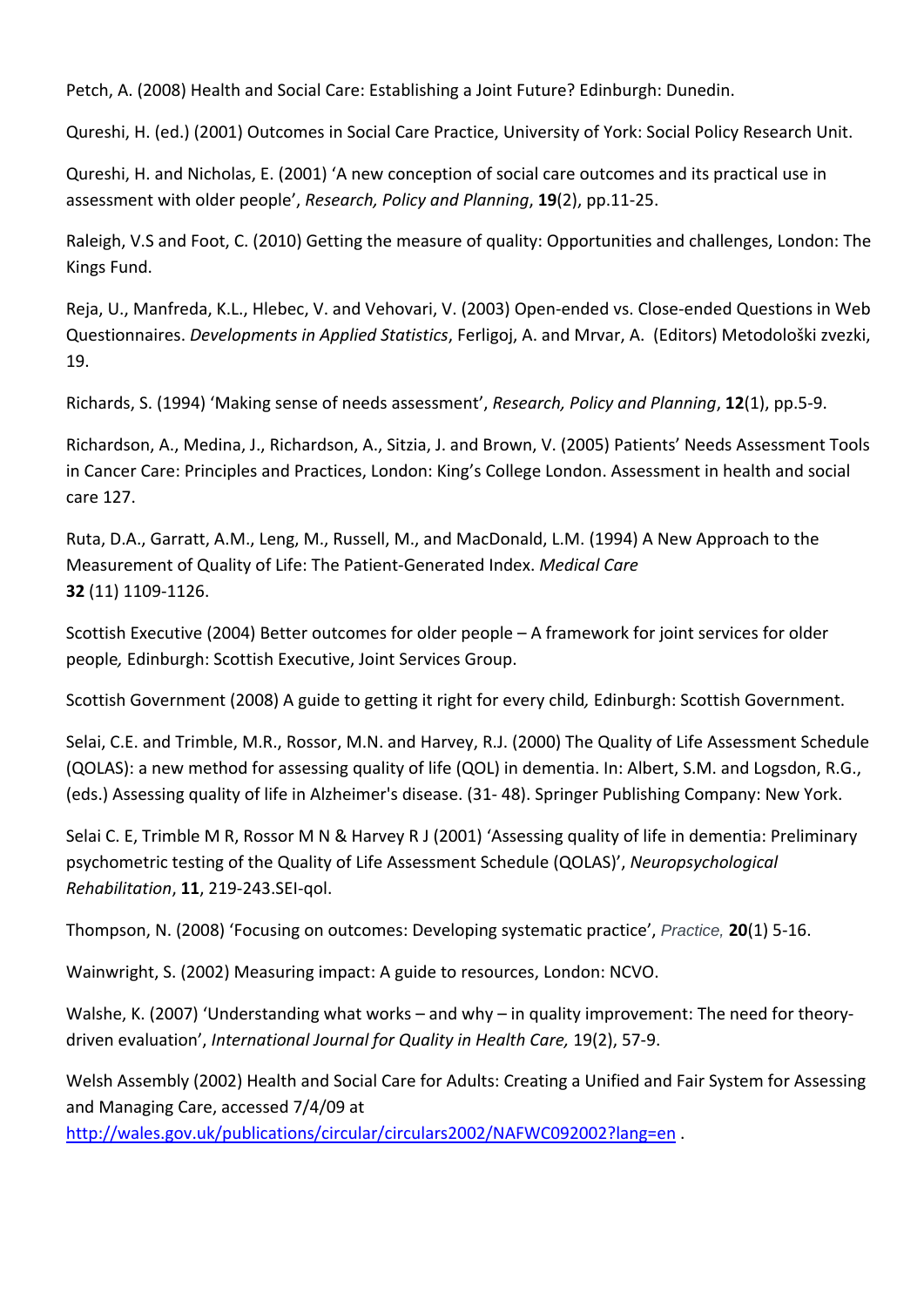Petch, A. (2008) Health and Social Care: Establishing a Joint Future? Edinburgh: Dunedin.

Qureshi, H. (ed.) (2001) Outcomes in Social Care Practice, University of York: Social Policy Research Unit.

Qureshi, H. and Nicholas, E. (2001) 'A new conception of social care outcomes and its practical use in assessment with older people', *Research, Policy and Planning*, **19**(2), pp.11-25.

Raleigh, V.S and Foot, C. (2010) Getting the measure of quality: Opportunities and challenges, London: The Kings Fund.

Reja, U., Manfreda, K.L., Hlebec, V. and Vehovari, V. (2003) Open-ended vs. Close-ended Questions in Web Questionnaires. *Developments in Applied Statistics*, Ferligoj, A. and Mrvar, A. (Editors) Metodološki zvezki, 19.

Richards, S. (1994) 'Making sense of needs assessment', *Research, Policy and Planning*, **12**(1), pp.5-9.

Richardson, A., Medina, J., Richardson, A., Sitzia, J. and Brown, V. (2005) Patients' Needs Assessment Tools in Cancer Care: Principles and Practices, London: King's College London. Assessment in health and social care 127.

Ruta, D.A., Garratt, A.M., Leng, M., Russell, M., and MacDonald, L.M. (1994) A New Approach to the Measurement of Quality of Life: The Patient-Generated Index. *Medical Care* **32** (11) 1109-1126.

Scottish Executive (2004) Better outcomes for older people – A framework for joint services for older people*,* Edinburgh: Scottish Executive, Joint Services Group.

Scottish Government (2008) A guide to getting it right for every child*,* Edinburgh: Scottish Government.

Selai, C.E. and Trimble, M.R., Rossor, M.N. and Harvey, R.J. (2000) The Quality of Life Assessment Schedule (QOLAS): a new method for assessing quality of life (QOL) in dementia. In: Albert, S.M. and Logsdon, R.G., (eds.) Assessing quality of life in Alzheimer's disease. (31- 48). Springer Publishing Company: New York.

Selai C. E, Trimble M R, Rossor M N & Harvey R J (2001) 'Assessing quality of life in dementia: Preliminary psychometric testing of the Quality of Life Assessment Schedule (QOLAS)', *Neuropsychological Rehabilitation*, **11**, 219-243.SEI-qol.

Thompson, N. (2008) 'Focusing on outcomes: Developing systematic practice', *Practice,* **20**(1) 5-16.

Wainwright, S. (2002) Measuring impact: A guide to resources, London: NCVO.

Walshe, K. (2007) 'Understanding what works – and why – in quality improvement: The need for theory-driven evaluation', *International Journal for Quality in Health Care,* 19(2), 57-9.

Welsh Assembly (2002) Health and Social Care for Adults: Creating a Unified and Fair System for Assessing and Managing Care, accessed 7/4/09 at http://wales.gov.uk/publications/circular/circulars2002/NAFWC092002?lang=en .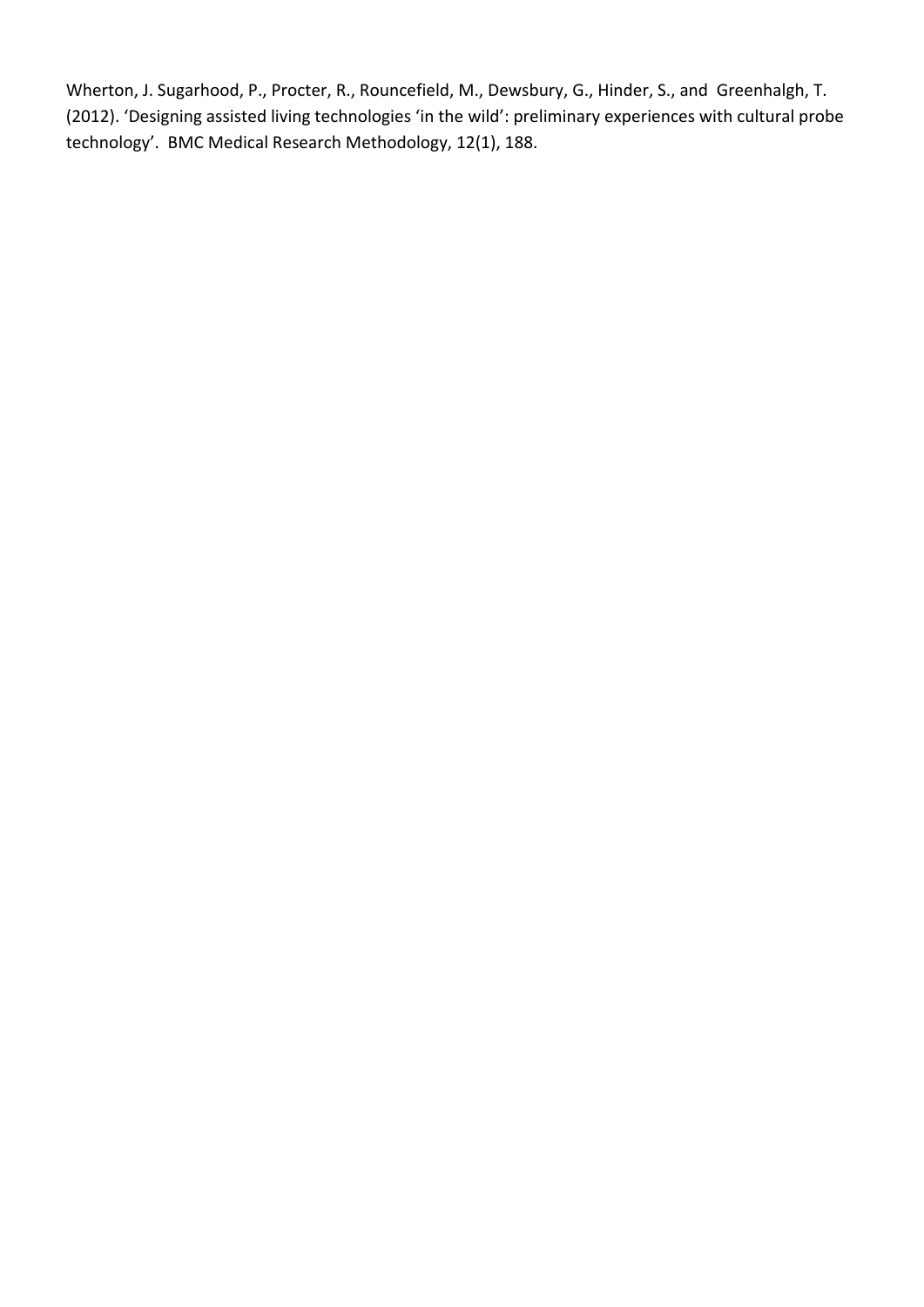Wherton, J. Sugarhood, P., Procter, R., Rouncefield, M., Dewsbury, G., Hinder, S., and Greenhalgh, T. (2012). 'Designing assisted living technologies 'in the wild': preliminary experiences with cultural probe technology'. BMC Medical Research Methodology, 12(1), 188.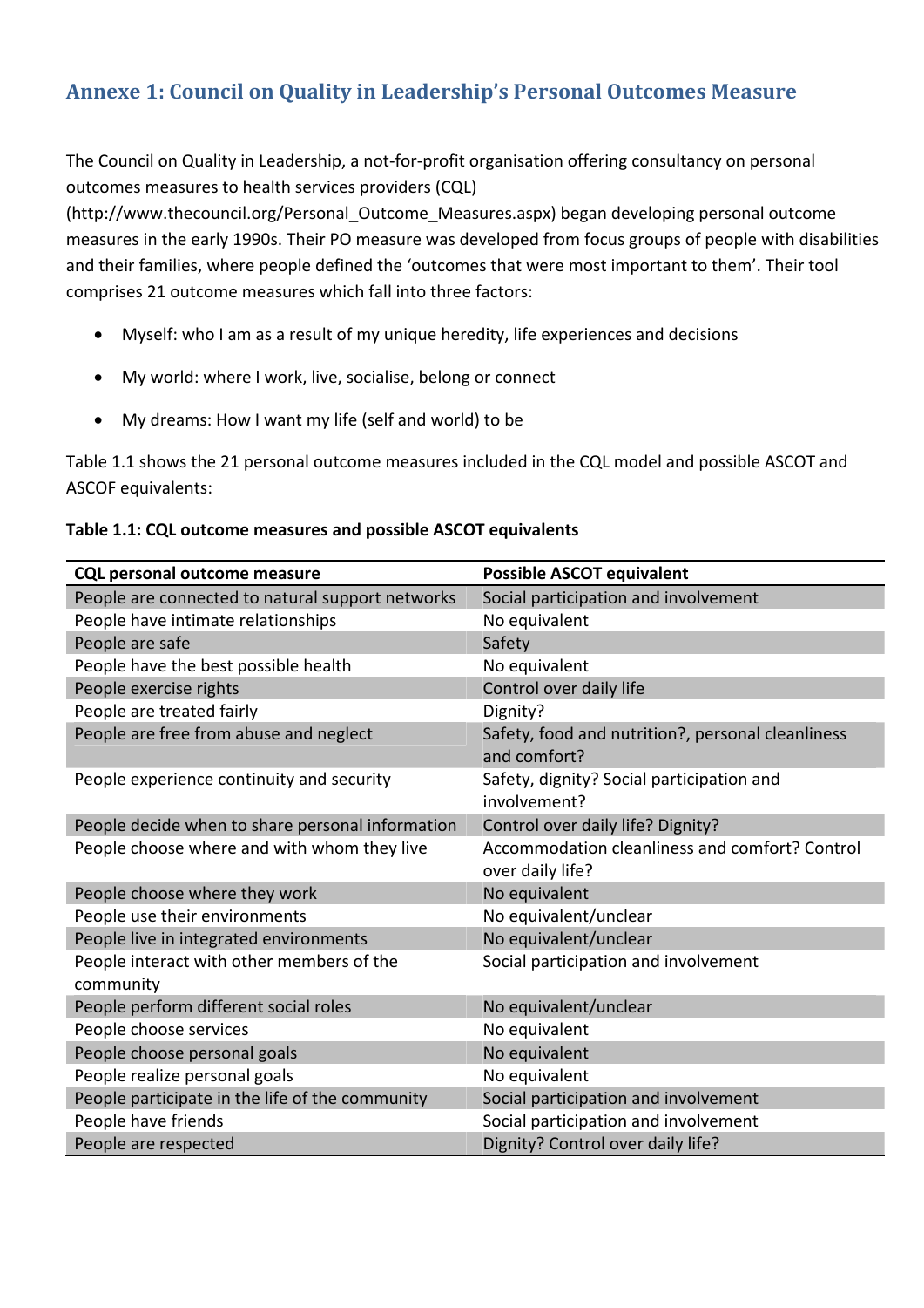## Annexe 1: Council on Quality in Leadership's Personal Outcomes Measure

The Council on Quality in Leadership, a not-for-profit organisation offering consultancy on personal outcomes measures to health services providers (CQL) (http://www.thecouncil.org/Personal_Outcome_Measures.aspx) began developing personal outcome measures in the early 1990s. Their PO measure was developed from focus groups of people with disabilities and their families, where people defined the 'outcomes that were most important to them'. Their tool comprises 21 outcome measures which fall into three factors:

- Myself: who I am as a result of my unique heredity, life experiences and decisions
- My world: where I work, live, socialise, belong or connect
- My dreams: How I want my life (self and world) to be

Table 1.1 shows the 21 personal outcome measures included in the CQL model and possible ASCOT and ASCOF equivalents:

**Table 1.1: CQL outcome measures and possible ASCOT equivalents**

| CQL personal outcome measure | Possible ASCOT equivalent |
|---|---|
| People are connected to natural support networks | Social participation and involvement |
| People have intimate relationships | No equivalent |
| People are safe | Safety |
| People have the best possible health | No equivalent |
| People exercise rights | Control over daily life |
| People are treated fairly | Dignity? |
| People are free from abuse and neglect | Safety, food and nutrition?, personal cleanliness and comfort? |
| People experience continuity and security | Safety, dignity? Social participation and involvement? |
| People decide when to share personal information | Control over daily life? Dignity? |
| People choose where and with whom they live | Accommodation cleanliness and comfort? Control over daily life? |
| People choose where they work | No equivalent |
| People use their environments | No equivalent/unclear |
| People live in integrated environments | No equivalent/unclear |
| People interact with other members of the community | Social participation and involvement |
| People perform different social roles | No equivalent/unclear |
| People choose services | No equivalent |
| People choose personal goals | No equivalent |
| People realize personal goals | No equivalent |
| People participate in the life of the community | Social participation and involvement |
| People have friends | Social participation and involvement |
| People are respected | Dignity? Control over daily life? |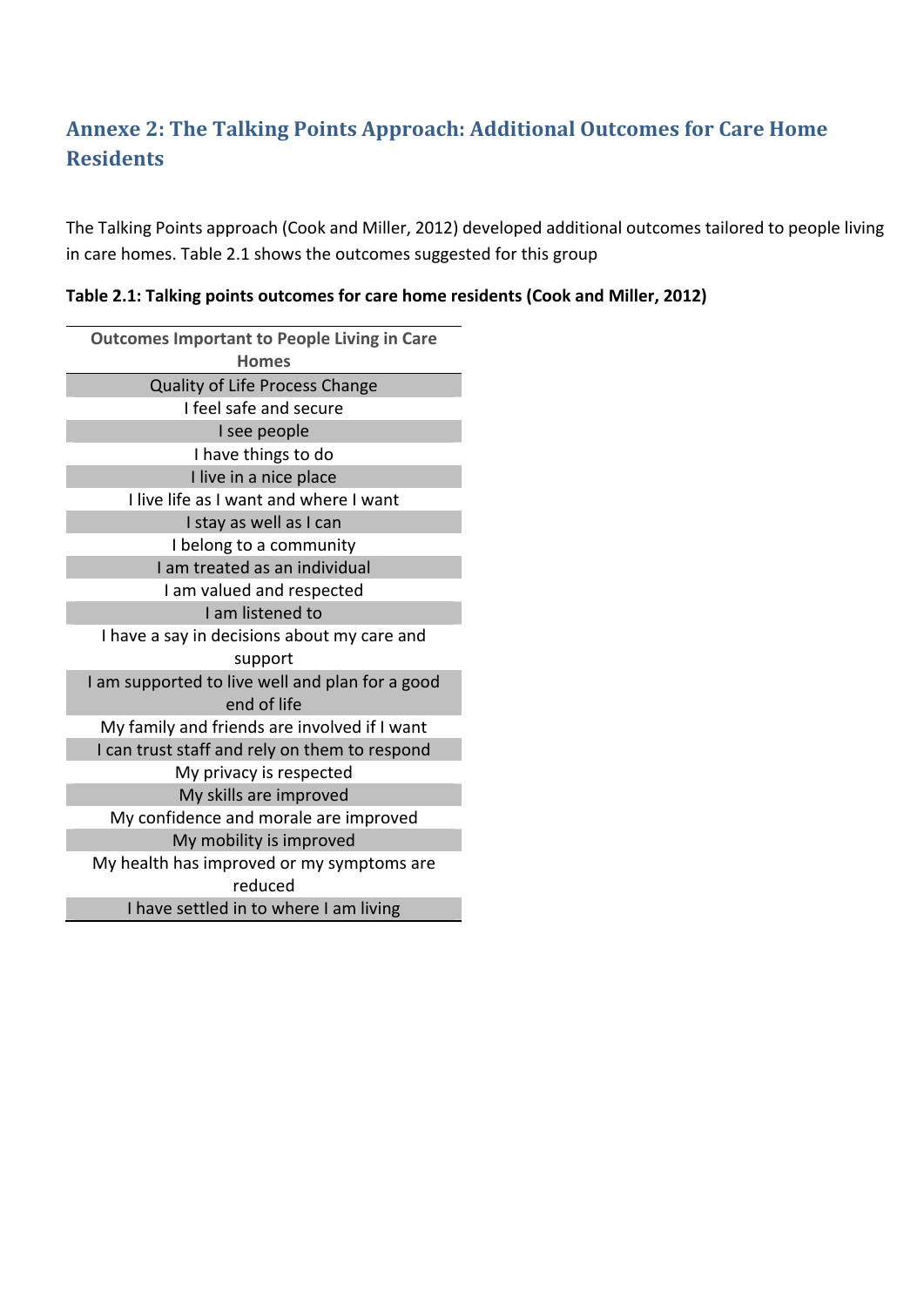## Annexe 2: The Talking Points Approach: Additional Outcomes for Care Home Residents

The Talking Points approach (Cook and Miller, 2012) developed additional outcomes tailored to people living in care homes. Table 2.1 shows the outcomes suggested for this group

**Table 2.1: Talking points outcomes for care home residents (Cook and Miller, 2012)**

| Outcomes Important to People Living in Care Homes |
|---|
| Quality of Life Process Change |
| I feel safe and secure |
| I see people |
| I have things to do |
| I live in a nice place |
| I live life as I want and where I want |
| I stay as well as I can |
| I belong to a community |
| I am treated as an individual |
| I am valued and respected |
| I am listened to |
| I have a say in decisions about my care and support |
| I am supported to live well and plan for a good end of life |
| My family and friends are involved if I want |
| I can trust staff and rely on them to respond |
| My privacy is respected |
| My skills are improved |
| My confidence and morale are improved |
| My mobility is improved |
| My health has improved or my symptoms are reduced |
| I have settled in to where I am living |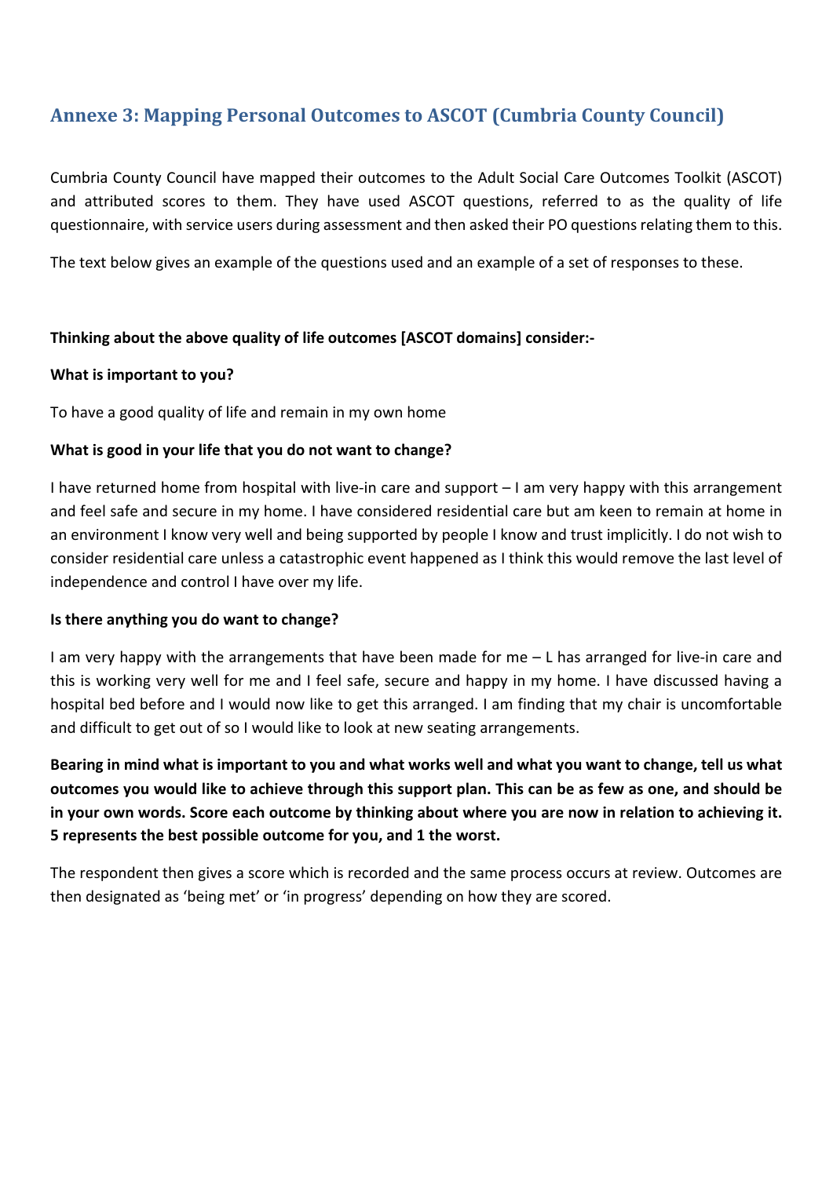## Annexe 3: Mapping Personal Outcomes to ASCOT (Cumbria County Council)

Cumbria County Council have mapped their outcomes to the Adult Social Care Outcomes Toolkit (ASCOT) and attributed scores to them. They have used ASCOT questions, referred to as the quality of life questionnaire, with service users during assessment and then asked their PO questions relating them to this.

The text below gives an example of the questions used and an example of a set of responses to these.

**Thinking about the above quality of life outcomes [ASCOT domains] consider:-**

**What is important to you?**

To have a good quality of life and remain in my own home

**What is good in your life that you do not want to change?**

I have returned home from hospital with live-in care and support – I am very happy with this arrangement and feel safe and secure in my home. I have considered residential care but am keen to remain at home in an environment I know very well and being supported by people I know and trust implicitly. I do not wish to consider residential care unless a catastrophic event happened as I think this would remove the last level of independence and control I have over my life.

**Is there anything you do want to change?**

I am very happy with the arrangements that have been made for me – L has arranged for live-in care and this is working very well for me and I feel safe, secure and happy in my home. I have discussed having a hospital bed before and I would now like to get this arranged. I am finding that my chair is uncomfortable and difficult to get out of so I would like to look at new seating arrangements.

**Bearing in mind what is important to you and what works well and what you want to change, tell us what outcomes you would like to achieve through this support plan. This can be as few as one, and should be in your own words. Score each outcome by thinking about where you are now in relation to achieving it. 5 represents the best possible outcome for you, and 1 the worst.**

The respondent then gives a score which is recorded and the same process occurs at review. Outcomes are then designated as 'being met' or 'in progress' depending on how they are scored.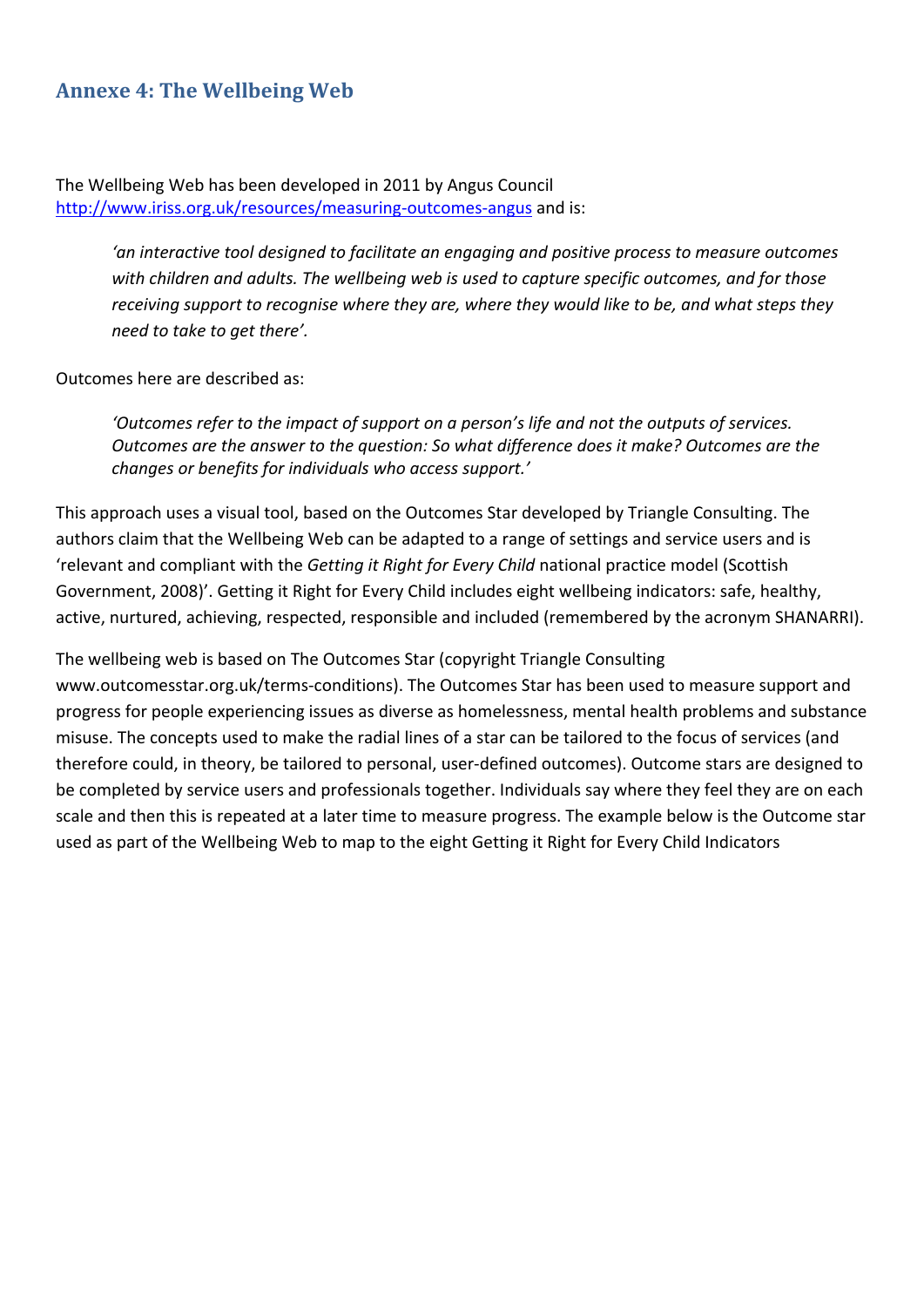## Annexe 4: The Wellbeing Web

The Wellbeing Web has been developed in 2011 by Angus Council [http://www.iriss.org.uk/resources/measuring-outcomes-angus](http://www.iriss.org.uk/resources/measuring-outcomes-angus) and is:

> *'an interactive tool designed to facilitate an engaging and positive process to measure outcomes with children and adults. The wellbeing web is used to capture specific outcomes, and for those receiving support to recognise where they are, where they would like to be, and what steps they need to take to get there'.*

Outcomes here are described as:

> *'Outcomes refer to the impact of support on a person's life and not the outputs of services. Outcomes are the answer to the question: So what difference does it make? Outcomes are the changes or benefits for individuals who access support.'*

This approach uses a visual tool, based on the Outcomes Star developed by Triangle Consulting. The authors claim that the Wellbeing Web can be adapted to a range of settings and service users and is 'relevant and compliant with the *Getting it Right for Every Child* national practice model (Scottish Government, 2008)'. Getting it Right for Every Child includes eight wellbeing indicators: safe, healthy, active, nurtured, achieving, respected, responsible and included (remembered by the acronym SHANARRI).

The wellbeing web is based on The Outcomes Star (copyright Triangle Consulting www.outcomesstar.org.uk/terms-conditions). The Outcomes Star has been used to measure support and progress for people experiencing issues as diverse as homelessness, mental health problems and substance misuse. The concepts used to make the radial lines of a star can be tailored to the focus of services (and therefore could, in theory, be tailored to personal, user-defined outcomes). Outcome stars are designed to be completed by service users and professionals together. Individuals say where they feel they are on each scale and then this is repeated at a later time to measure progress. The example below is the Outcome star used as part of the Wellbeing Web to map to the eight Getting it Right for Every Child Indicators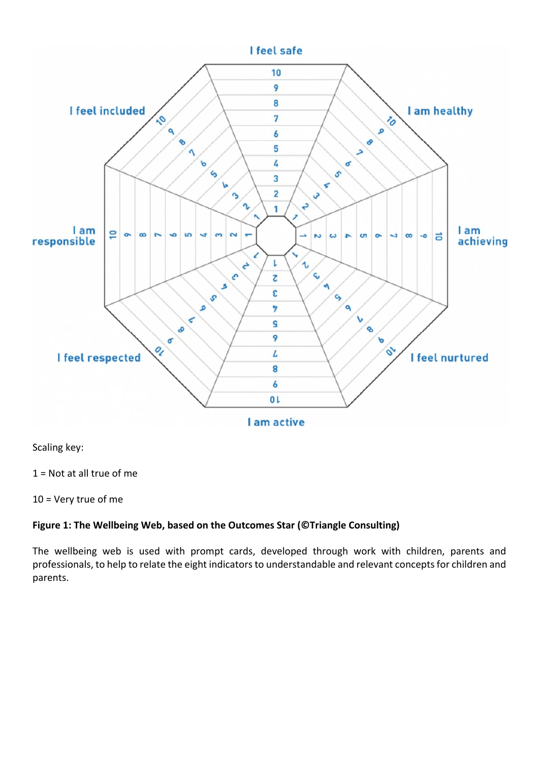I feel safe

I am healthy

I am achieving

I feel nurtured

I am active

I feel respected

I am responsible

I feel included

1 2 3 4 5 6 7 8 9 10

Scaling key:

1 = Not at all true of me

10 = Very true of me

**Figure 1: The Wellbeing Web, based on the Outcomes Star (©Triangle Consulting)**

The wellbeing web is used with prompt cards, developed through work with children, parents and professionals, to help to relate the eight indicators to understandable and relevant concepts for children and parents.